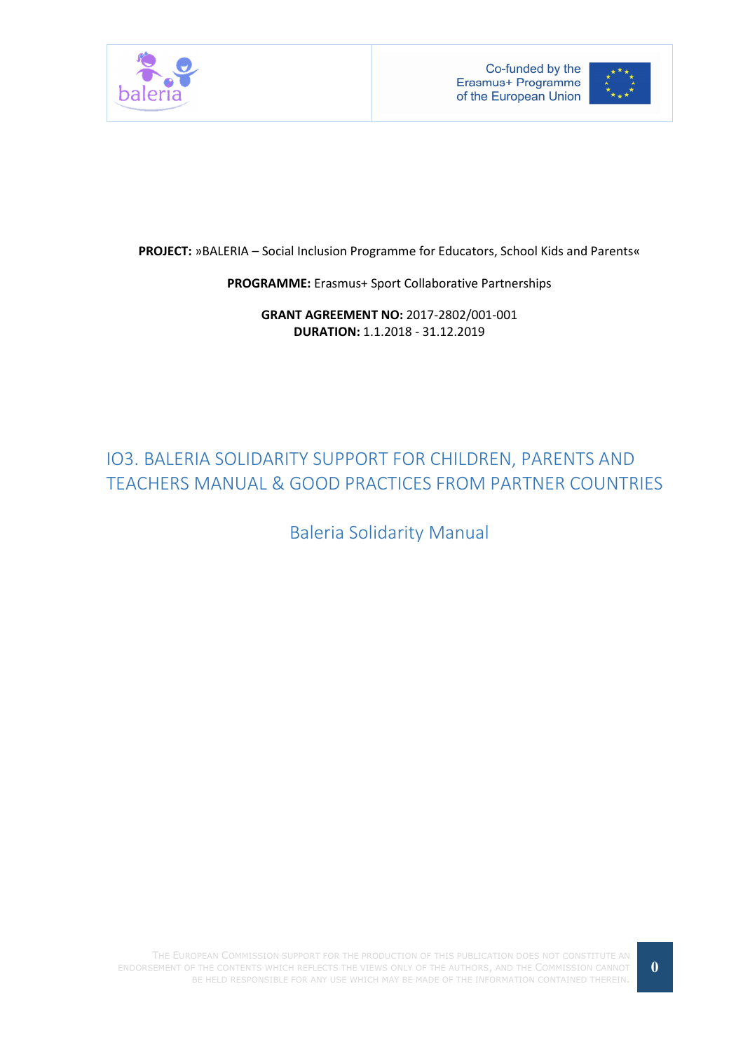Co-funded by the Erasmus+ Programme of the European Union

**PROJECT:** »BALERIA – Social Inclusion Programme for Educators, School Kids and Parents«

**PROGRAMME:** Erasmus+ Sport Collaborative Partnerships

**GRANT AGREEMENT NO:** 2017-2802/001-001
**DURATION:** 1.1.2018 - 31.12.2019

# IO3. BALERIA SOLIDARITY SUPPORT FOR CHILDREN, PARENTS AND TEACHERS MANUAL & GOOD PRACTICES FROM PARTNER COUNTRIES

## Baleria Solidarity Manual

THE EUROPEAN COMMISSION SUPPORT FOR THE PRODUCTION OF THIS PUBLICATION DOES NOT CONSTITUTE AN ENDORSEMENT OF THE CONTENTS WHICH REFLECTS THE VIEWS ONLY OF THE AUTHORS, AND THE COMMISSION CANNOT BE HELD RESPONSIBLE FOR ANY USE WHICH MAY BE MADE OF THE INFORMATION CONTAINED THEREIN.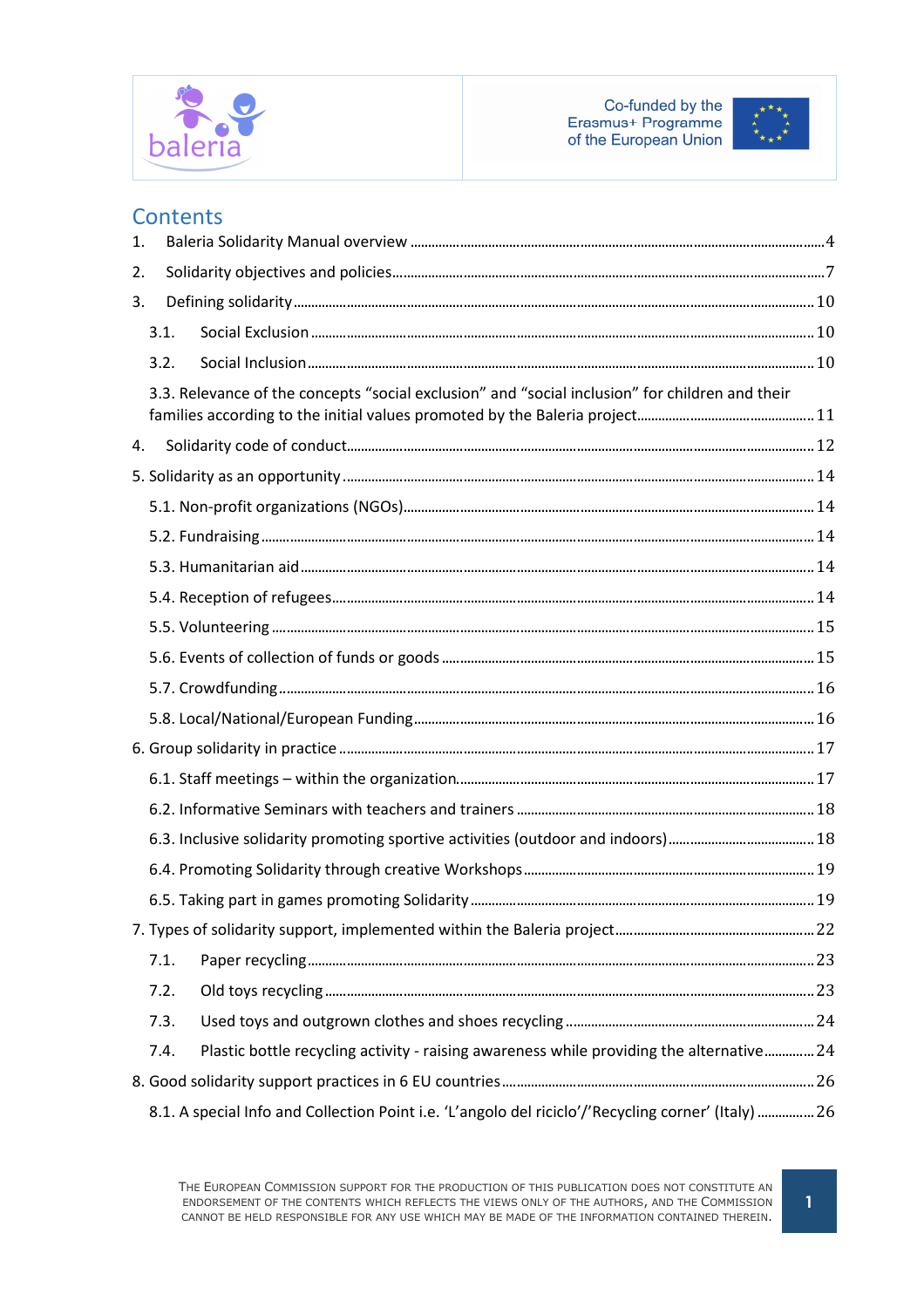# Contents

1. Baleria Solidarity Manual overview ... 4
2. Solidarity objectives and policies ... 7
3. Defining solidarity ... 10
   - 3.1. Social Exclusion ... 10
   - 3.2. Social Inclusion ... 10
   - 3.3. Relevance of the concepts “social exclusion” and “social inclusion” for children and their families according to the initial values promoted by the Baleria project ... 11
4. Solidarity code of conduct ... 12
5. Solidarity as an opportunity ... 14
   - 5.1. Non-profit organizations (NGOs) ... 14
   - 5.2. Fundraising ... 14
   - 5.3. Humanitarian aid ... 14
   - 5.4. Reception of refugees ... 14
   - 5.5. Volunteering ... 15
   - 5.6. Events of collection of funds or goods ... 15
   - 5.7. Crowdfunding ... 16
   - 5.8. Local/National/European Funding ... 16
6. Group solidarity in practice ... 17
   - 6.1. Staff meetings – within the organization ... 17
   - 6.2. Informative Seminars with teachers and trainers ... 18
   - 6.3. Inclusive solidarity promoting sportive activities (outdoor and indoors) ... 18
   - 6.4. Promoting Solidarity through creative Workshops ... 19
   - 6.5. Taking part in games promoting Solidarity ... 19
7. Types of solidarity support, implemented within the Baleria project ... 22
   - 7.1. Paper recycling ... 23
   - 7.2. Old toys recycling ... 23
   - 7.3. Used toys and outgrown clothes and shoes recycling ... 24
   - 7.4. Plastic bottle recycling activity - raising awareness while providing the alternative ... 24
8. Good solidarity support practices in 6 EU countries ... 26
   - 8.1. A special Info and Collection Point i.e. ‘L’angolo del riciclo’/’Recycling corner’ (Italy) ... 26

THE EUROPEAN COMMISSION SUPPORT FOR THE PRODUCTION OF THIS PUBLICATION DOES NOT CONSTITUTE AN ENDORSEMENT OF THE CONTENTS WHICH REFLECTS THE VIEWS ONLY OF THE AUTHORS, AND THE COMMISSION CANNOT BE HELD RESPONSIBLE FOR ANY USE WHICH MAY BE MADE OF THE INFORMATION CONTAINED THEREIN.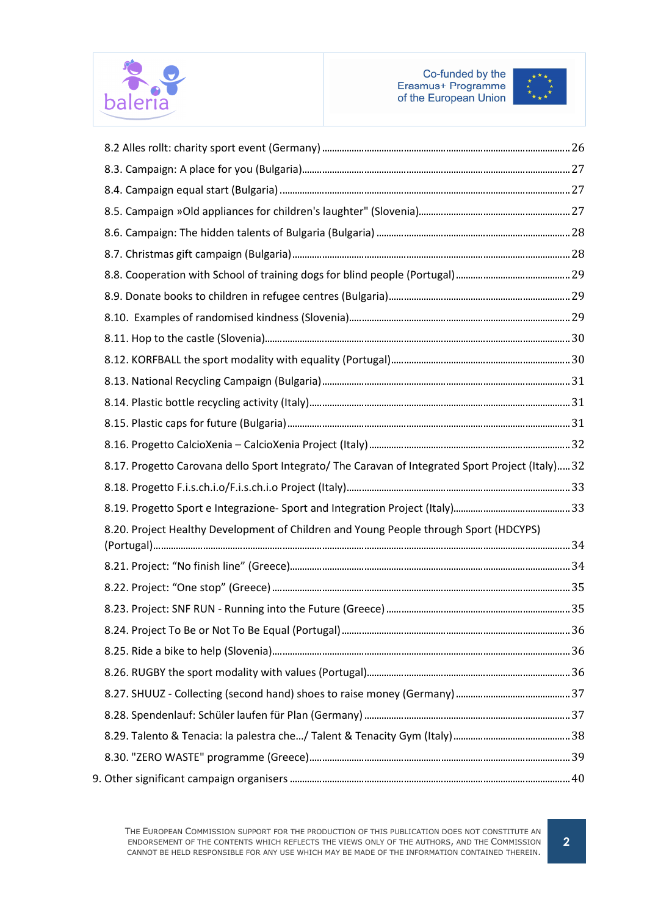8.2 Alles rollt: charity sport event (Germany) ........ 26

8.3. Campaign: A place for you (Bulgaria) ........ 27

8.4. Campaign equal start (Bulgaria) ........ 27

8.5. Campaign »Old appliances for children's laughter" (Slovenia) ........ 27

8.6. Campaign: The hidden talents of Bulgaria (Bulgaria) ........ 28

8.7. Christmas gift campaign (Bulgaria) ........ 28

8.8. Cooperation with School of training dogs for blind people (Portugal) ........ 29

8.9. Donate books to children in refugee centres (Bulgaria) ........ 29

8.10. Examples of randomised kindness (Slovenia) ........ 29

8.11. Hop to the castle (Slovenia) ........ 30

8.12. KORFBALL the sport modality with equality (Portugal) ........ 30

8.13. National Recycling Campaign (Bulgaria) ........ 31

8.14. Plastic bottle recycling activity (Italy) ........ 31

8.15. Plastic caps for future (Bulgaria) ........ 31

8.16. Progetto CalcioXenia – CalcioXenia Project (Italy) ........ 32

8.17. Progetto Carovana dello Sport Integrato/ The Caravan of Integrated Sport Project (Italy) ........ 32

8.18. Progetto F.i.s.ch.i.o/F.i.s.ch.i.o Project (Italy) ........ 33

8.19. Progetto Sport e Integrazione- Sport and Integration Project (Italy) ........ 33

8.20. Project Healthy Development of Children and Young People through Sport (HDCYPS) (Portugal) ........ 34

8.21. Project: “No finish line” (Greece) ........ 34

8.22. Project: “One stop” (Greece) ........ 35

8.23. Project: SNF RUN - Running into the Future (Greece) ........ 35

8.24. Project To Be or Not To Be Equal (Portugal) ........ 36

8.25. Ride a bike to help (Slovenia) ........ 36

8.26. RUGBY the sport modality with values (Portugal) ........ 36

8.27. SHUUZ - Collecting (second hand) shoes to raise money (Germany) ........ 37

8.28. Spendenlauf: Schüler laufen für Plan (Germany) ........ 37

8.29. Talento & Tenacia: la palestra che.../ Talent & Tenacity Gym (Italy) ........ 38

8.30. "ZERO WASTE" programme (Greece) ........ 39

9. Other significant campaign organisers ........ 40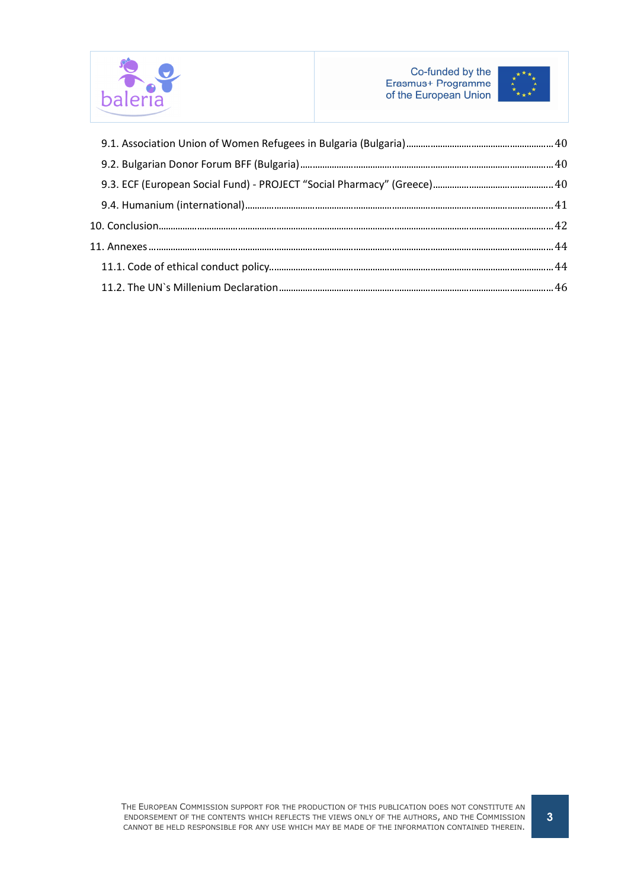9.1. Association Union of Women Refugees in Bulgaria (Bulgaria) ..... 40

9.2. Bulgarian Donor Forum BFF (Bulgaria) ..... 40

9.3. ECF (European Social Fund) - PROJECT “Social Pharmacy” (Greece) ..... 40

9.4. Humanium (international) ..... 41

10. Conclusion ..... 42

11. Annexes ..... 44

11.1. Code of ethical conduct policy ..... 44

11.2. The UN`s Millenium Declaration ..... 46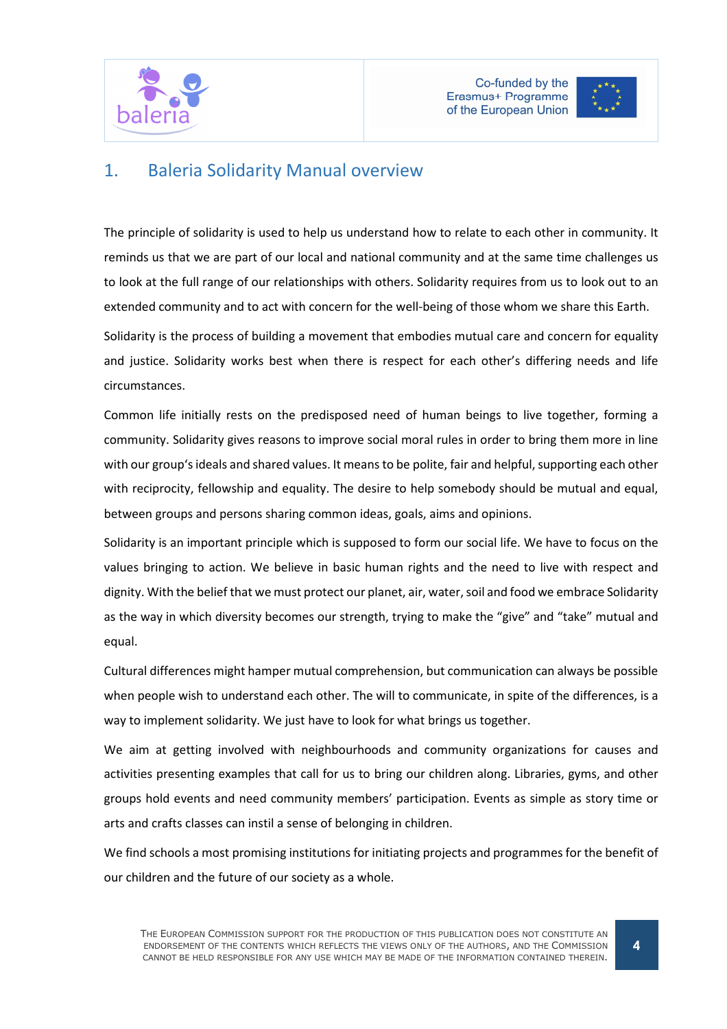## 1. Baleria Solidarity Manual overview

The principle of solidarity is used to help us understand how to relate to each other in community. It reminds us that we are part of our local and national community and at the same time challenges us to look at the full range of our relationships with others. Solidarity requires from us to look out to an extended community and to act with concern for the well-being of those whom we share this Earth.

Solidarity is the process of building a movement that embodies mutual care and concern for equality and justice. Solidarity works best when there is respect for each other's differing needs and life circumstances.

Common life initially rests on the predisposed need of human beings to live together, forming a community. Solidarity gives reasons to improve social moral rules in order to bring them more in line with our group's ideals and shared values. It means to be polite, fair and helpful, supporting each other with reciprocity, fellowship and equality. The desire to help somebody should be mutual and equal, between groups and persons sharing common ideas, goals, aims and opinions.

Solidarity is an important principle which is supposed to form our social life. We have to focus on the values bringing to action. We believe in basic human rights and the need to live with respect and dignity. With the belief that we must protect our planet, air, water, soil and food we embrace Solidarity as the way in which diversity becomes our strength, trying to make the "give" and "take" mutual and equal.

Cultural differences might hamper mutual comprehension, but communication can always be possible when people wish to understand each other. The will to communicate, in spite of the differences, is a way to implement solidarity. We just have to look for what brings us together.

We aim at getting involved with neighbourhoods and community organizations for causes and activities presenting examples that call for us to bring our children along. Libraries, gyms, and other groups hold events and need community members' participation. Events as simple as story time or arts and crafts classes can instil a sense of belonging in children.

We find schools a most promising institutions for initiating projects and programmes for the benefit of our children and the future of our society as a whole.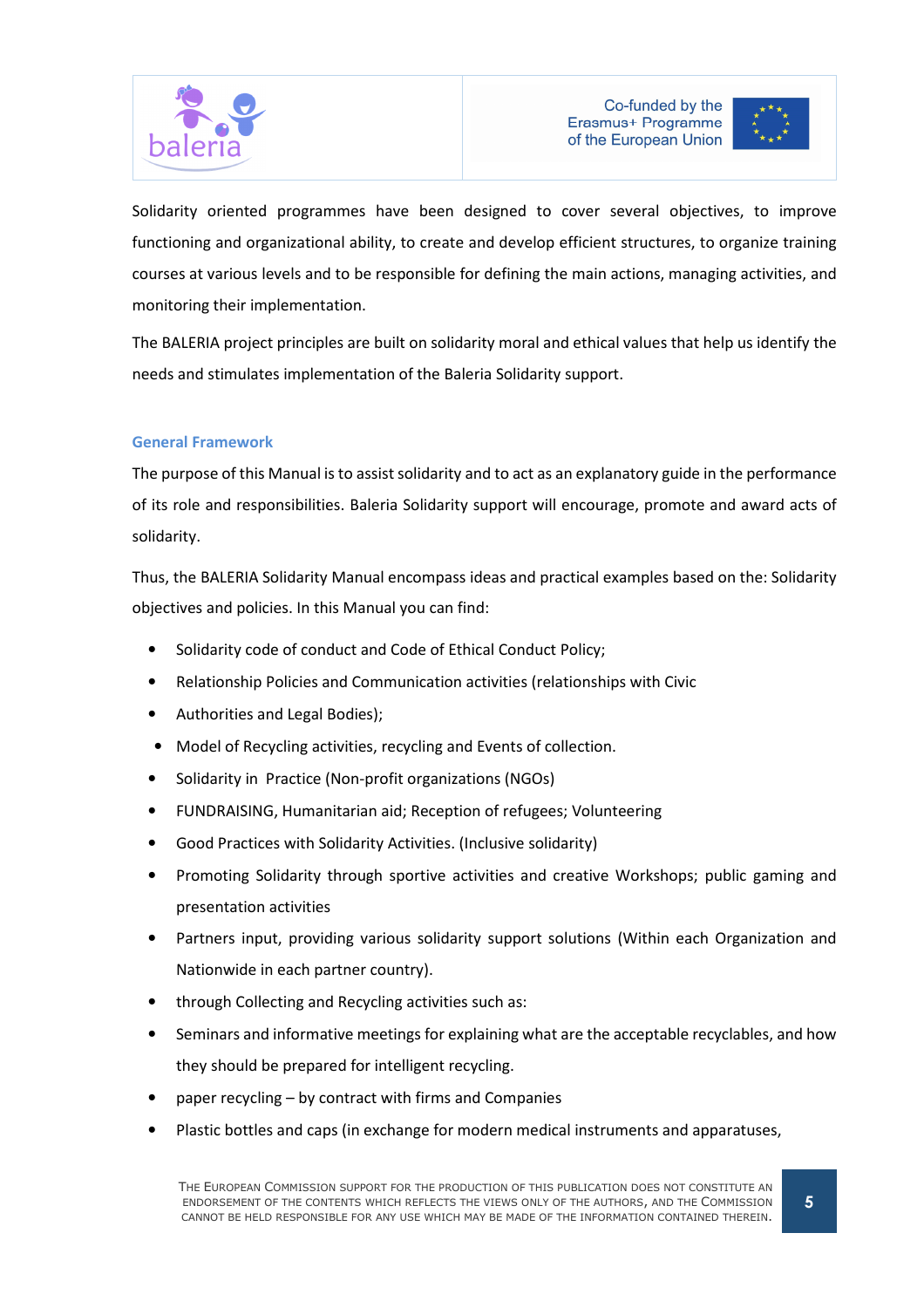Solidarity oriented programmes have been designed to cover several objectives, to improve functioning and organizational ability, to create and develop efficient structures, to organize training courses at various levels and to be responsible for defining the main actions, managing activities, and monitoring their implementation.

The BALERIA project principles are built on solidarity moral and ethical values that help us identify the needs and stimulates implementation of the Baleria Solidarity support.

### General Framework

The purpose of this Manual is to assist solidarity and to act as an explanatory guide in the performance of its role and responsibilities. Baleria Solidarity support will encourage, promote and award acts of solidarity.

Thus, the BALERIA Solidarity Manual encompass ideas and practical examples based on the: Solidarity objectives and policies. In this Manual you can find:

- Solidarity code of conduct and Code of Ethical Conduct Policy;
- Relationship Policies and Communication activities (relationships with Civic
- Authorities and Legal Bodies);
- Model of Recycling activities, recycling and Events of collection.
- Solidarity in Practice (Non-profit organizations (NGOs)
- FUNDRAISING, Humanitarian aid; Reception of refugees; Volunteering
- Good Practices with Solidarity Activities. (Inclusive solidarity)
- Promoting Solidarity through sportive activities and creative Workshops; public gaming and presentation activities
- Partners input, providing various solidarity support solutions (Within each Organization and Nationwide in each partner country).
- through Collecting and Recycling activities such as:
- Seminars and informative meetings for explaining what are the acceptable recyclables, and how they should be prepared for intelligent recycling.
- paper recycling – by contract with firms and Companies
- Plastic bottles and caps (in exchange for modern medical instruments and apparatuses,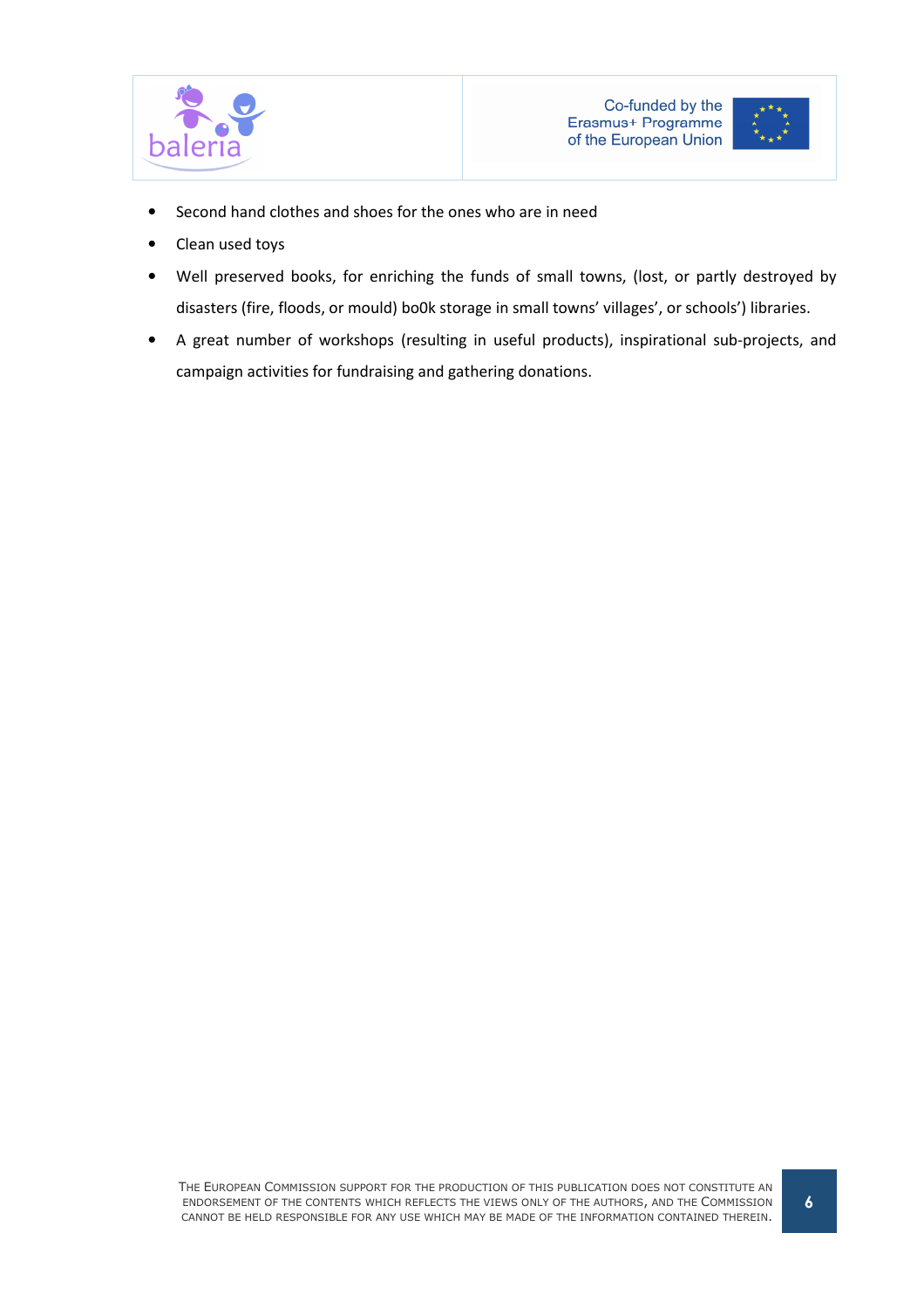- Second hand clothes and shoes for the ones who are in need
- Clean used toys
- Well preserved books, for enriching the funds of small towns, (lost, or partly destroyed by disasters (fire, floods, or mould) bo0k storage in small towns' villages', or schools') libraries.
- A great number of workshops (resulting in useful products), inspirational sub-projects, and campaign activities for fundraising and gathering donations.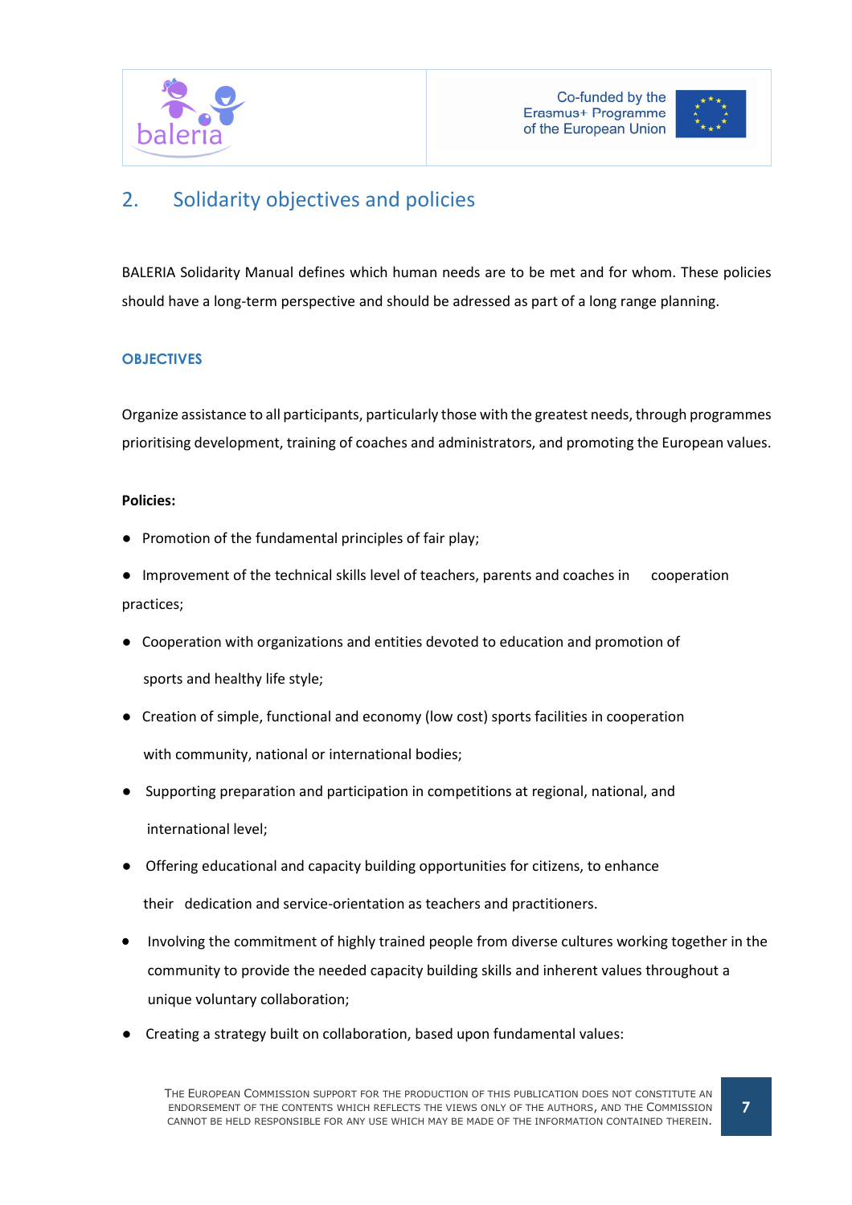## 2. Solidarity objectives and policies

BALERIA Solidarity Manual defines which human needs are to be met and for whom. These policies should have a long-term perspective and should be adressed as part of a long range planning.

### OBJECTIVES

Organize assistance to all participants, particularly those with the greatest needs, through programmes prioritising development, training of coaches and administrators, and promoting the European values.

**Policies:**

- Promotion of the fundamental principles of fair play;
- Improvement of the technical skills level of teachers, parents and coaches in cooperation practices;
- Cooperation with organizations and entities devoted to education and promotion of sports and healthy life style;
- Creation of simple, functional and economy (low cost) sports facilities in cooperation with community, national or international bodies;
- Supporting preparation and participation in competitions at regional, national, and international level;
- Offering educational and capacity building opportunities for citizens, to enhance their dedication and service-orientation as teachers and practitioners.
- Involving the commitment of highly trained people from diverse cultures working together in the community to provide the needed capacity building skills and inherent values throughout a unique voluntary collaboration;
- Creating a strategy built on collaboration, based upon fundamental values: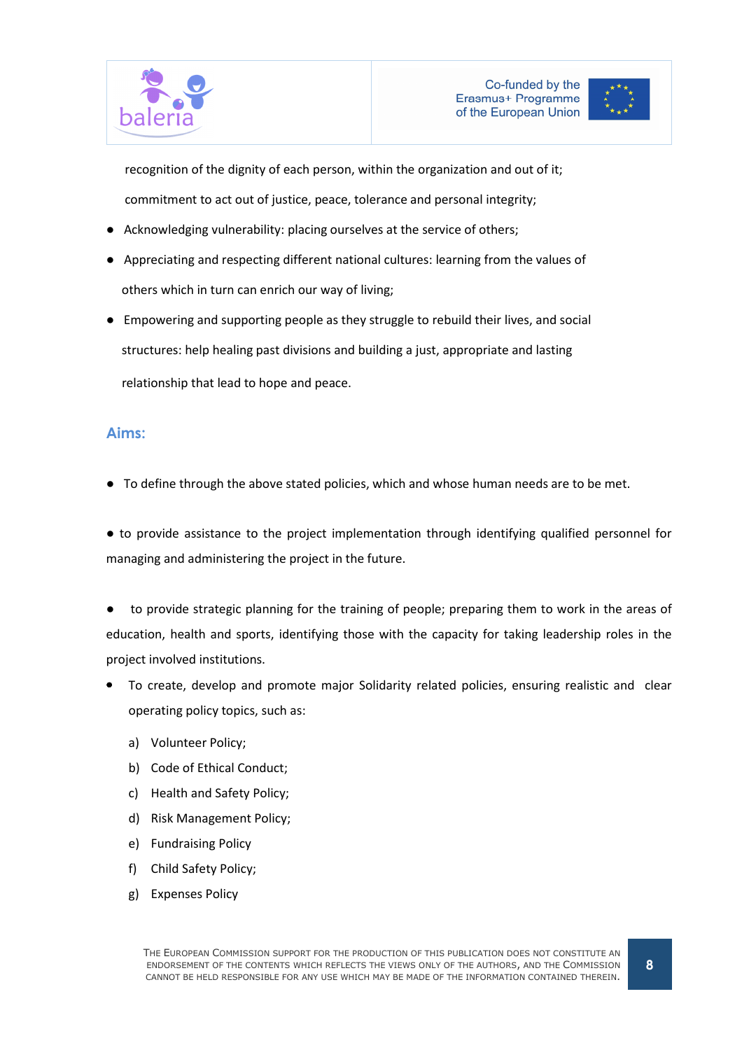recognition of the dignity of each person, within the organization and out of it;

commitment to act out of justice, peace, tolerance and personal integrity;

- Acknowledging vulnerability: placing ourselves at the service of others;
- Appreciating and respecting different national cultures: learning from the values of others which in turn can enrich our way of living;
- Empowering and supporting people as they struggle to rebuild their lives, and social structures: help healing past divisions and building a just, appropriate and lasting relationship that lead to hope and peace.

## Aims:

- To define through the above stated policies, which and whose human needs are to be met.

- to provide assistance to the project implementation through identifying qualified personnel for managing and administering the project in the future.

- to provide strategic planning for the training of people; preparing them to work in the areas of education, health and sports, identifying those with the capacity for taking leadership roles in the project involved institutions.

- To create, develop and promote major Solidarity related policies, ensuring realistic and clear operating policy topics, such as:

  a) Volunteer Policy;
  b) Code of Ethical Conduct;
  c) Health and Safety Policy;
  d) Risk Management Policy;
  e) Fundraising Policy
  f) Child Safety Policy;
  g) Expenses Policy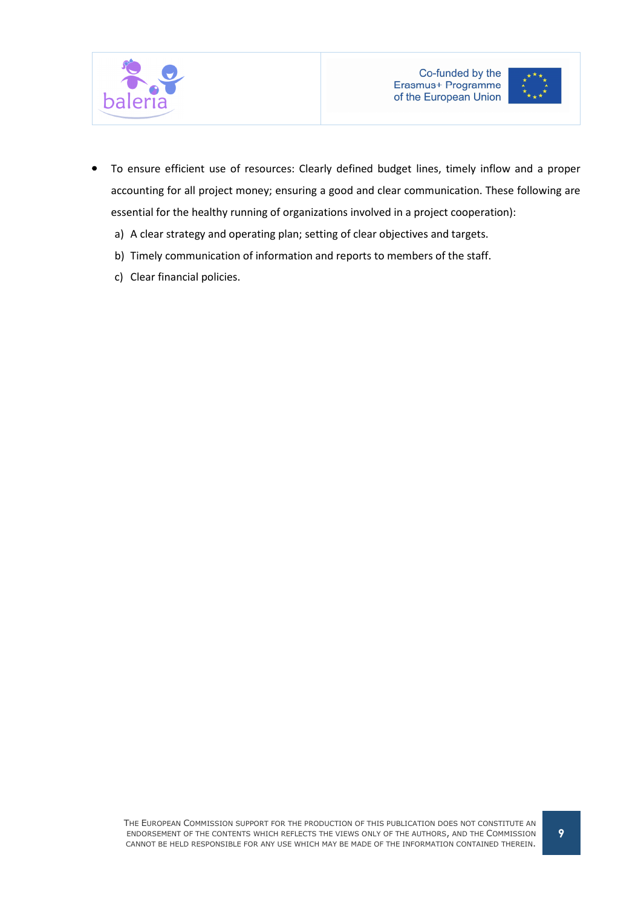- To ensure efficient use of resources: Clearly defined budget lines, timely inflow and a proper accounting for all project money; ensuring a good and clear communication. These following are essential for the healthy running of organizations involved in a project cooperation):
  a) A clear strategy and operating plan; setting of clear objectives and targets.
  b) Timely communication of information and reports to members of the staff.
  c) Clear financial policies.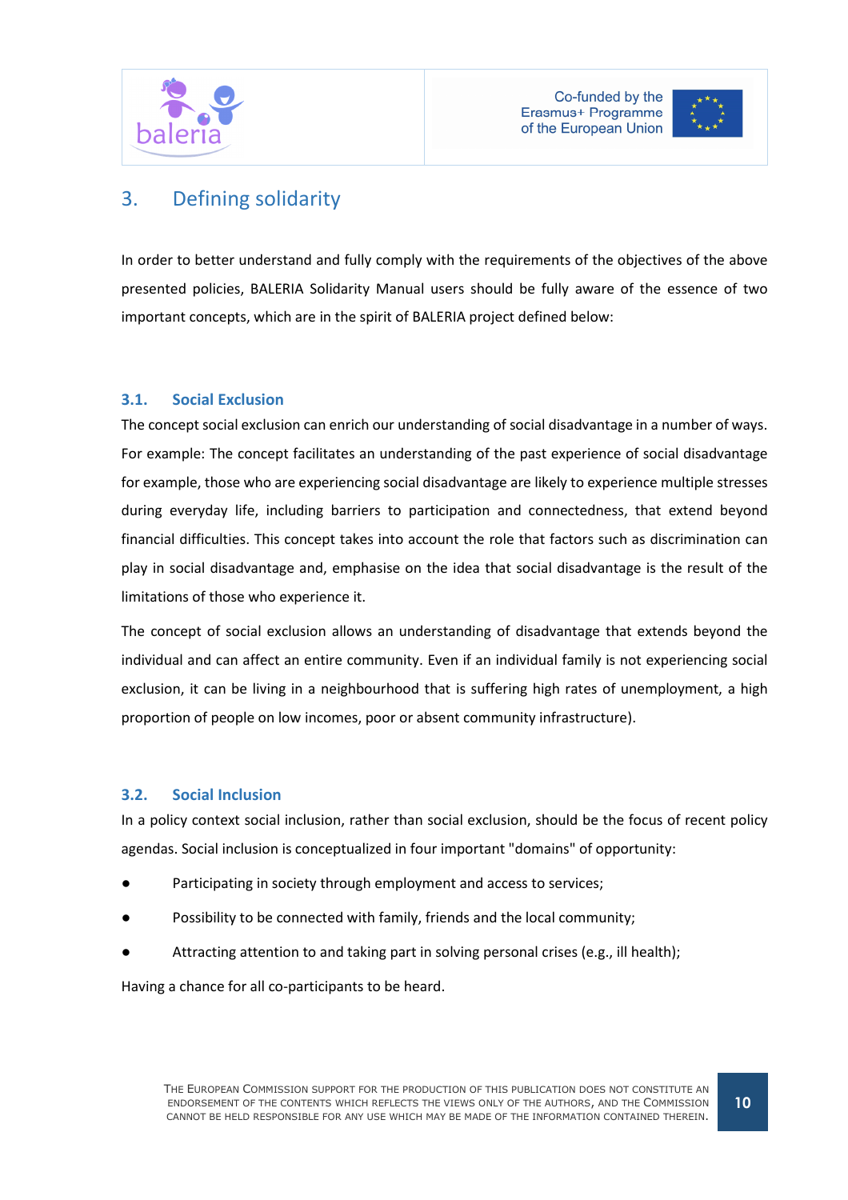## 3. Defining solidarity

In order to better understand and fully comply with the requirements of the objectives of the above presented policies, BALERIA Solidarity Manual users should be fully aware of the essence of two important concepts, which are in the spirit of BALERIA project defined below:

### 3.1. Social Exclusion

The concept social exclusion can enrich our understanding of social disadvantage in a number of ways. For example: The concept facilitates an understanding of the past experience of social disadvantage for example, those who are experiencing social disadvantage are likely to experience multiple stresses during everyday life, including barriers to participation and connectedness, that extend beyond financial difficulties. This concept takes into account the role that factors such as discrimination can play in social disadvantage and, emphasise on the idea that social disadvantage is the result of the limitations of those who experience it.

The concept of social exclusion allows an understanding of disadvantage that extends beyond the individual and can affect an entire community. Even if an individual family is not experiencing social exclusion, it can be living in a neighbourhood that is suffering high rates of unemployment, a high proportion of people on low incomes, poor or absent community infrastructure).

### 3.2. Social Inclusion

In a policy context social inclusion, rather than social exclusion, should be the focus of recent policy agendas. Social inclusion is conceptualized in four important "domains" of opportunity:

- Participating in society through employment and access to services;
- Possibility to be connected with family, friends and the local community;
- Attracting attention to and taking part in solving personal crises (e.g., ill health);

Having a chance for all co-participants to be heard.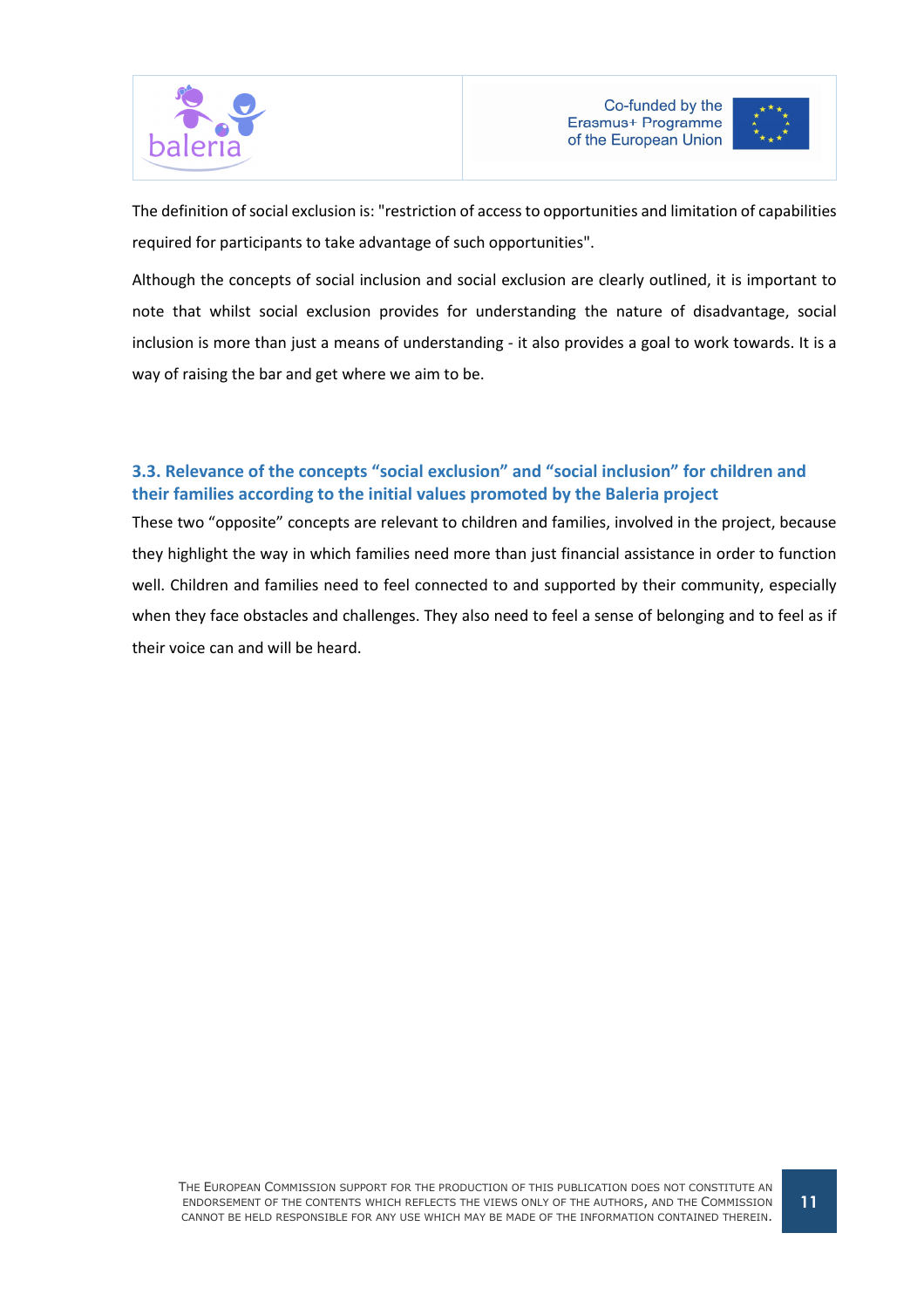The definition of social exclusion is: "restriction of access to opportunities and limitation of capabilities required for participants to take advantage of such opportunities".

Although the concepts of social inclusion and social exclusion are clearly outlined, it is important to note that whilst social exclusion provides for understanding the nature of disadvantage, social inclusion is more than just a means of understanding - it also provides a goal to work towards. It is a way of raising the bar and get where we aim to be.

### 3.3. Relevance of the concepts “social exclusion” and “social inclusion” for children and their families according to the initial values promoted by the Baleria project

These two “opposite” concepts are relevant to children and families, involved in the project, because they highlight the way in which families need more than just financial assistance in order to function well. Children and families need to feel connected to and supported by their community, especially when they face obstacles and challenges. They also need to feel a sense of belonging and to feel as if their voice can and will be heard.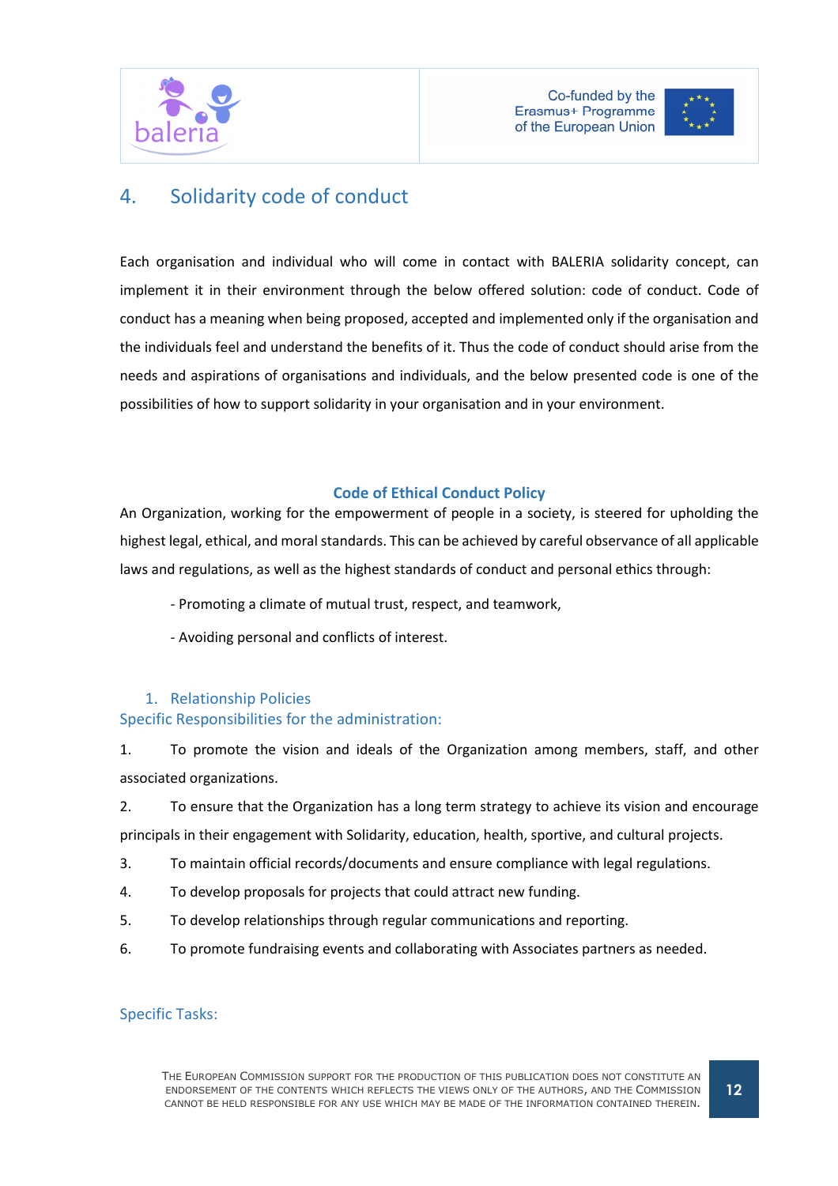## 4. Solidarity code of conduct

Each organisation and individual who will come in contact with BALERIA solidarity concept, can implement it in their environment through the below offered solution: code of conduct. Code of conduct has a meaning when being proposed, accepted and implemented only if the organisation and the individuals feel and understand the benefits of it. Thus the code of conduct should arise from the needs and aspirations of organisations and individuals, and the below presented code is one of the possibilities of how to support solidarity in your organisation and in your environment.

**Code of Ethical Conduct Policy**

An Organization, working for the empowerment of people in a society, is steered for upholding the highest legal, ethical, and moral standards. This can be achieved by careful observance of all applicable laws and regulations, as well as the highest standards of conduct and personal ethics through:

- Promoting a climate of mutual trust, respect, and teamwork,
- Avoiding personal and conflicts of interest.

### 1. Relationship Policies

#### Specific Responsibilities for the administration:

1. To promote the vision and ideals of the Organization among members, staff, and other associated organizations.
2. To ensure that the Organization has a long term strategy to achieve its vision and encourage principals in their engagement with Solidarity, education, health, sportive, and cultural projects.
3. To maintain official records/documents and ensure compliance with legal regulations.
4. To develop proposals for projects that could attract new funding.
5. To develop relationships through regular communications and reporting.
6. To promote fundraising events and collaborating with Associates partners as needed.

#### Specific Tasks: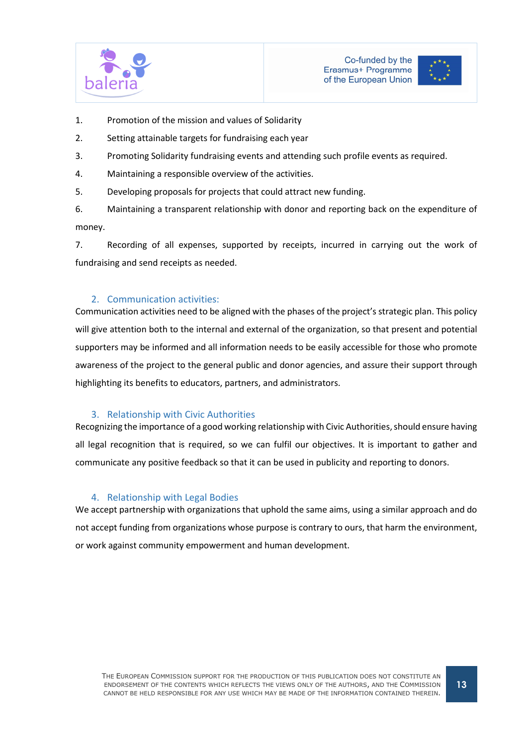1. Promotion of the mission and values of Solidarity
2. Setting attainable targets for fundraising each year
3. Promoting Solidarity fundraising events and attending such profile events as required.
4. Maintaining a responsible overview of the activities.
5. Developing proposals for projects that could attract new funding.
6. Maintaining a transparent relationship with donor and reporting back on the expenditure of money.
7. Recording of all expenses, supported by receipts, incurred in carrying out the work of fundraising and send receipts as needed.

## 2. Communication activities:

Communication activities need to be aligned with the phases of the project's strategic plan. This policy will give attention both to the internal and external of the organization, so that present and potential supporters may be informed and all information needs to be easily accessible for those who promote awareness of the project to the general public and donor agencies, and assure their support through highlighting its benefits to educators, partners, and administrators.

## 3. Relationship with Civic Authorities

Recognizing the importance of a good working relationship with Civic Authorities, should ensure having all legal recognition that is required, so we can fulfil our objectives. It is important to gather and communicate any positive feedback so that it can be used in publicity and reporting to donors.

## 4. Relationship with Legal Bodies

We accept partnership with organizations that uphold the same aims, using a similar approach and do not accept funding from organizations whose purpose is contrary to ours, that harm the environment, or work against community empowerment and human development.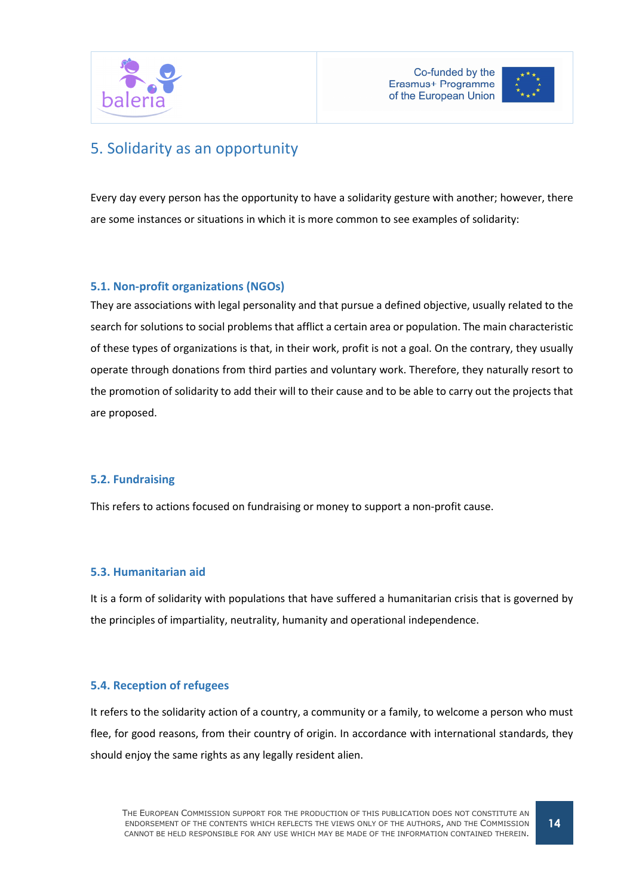## 5. Solidarity as an opportunity

Every day every person has the opportunity to have a solidarity gesture with another; however, there are some instances or situations in which it is more common to see examples of solidarity:

### 5.1. Non-profit organizations (NGOs)

They are associations with legal personality and that pursue a defined objective, usually related to the search for solutions to social problems that afflict a certain area or population. The main characteristic of these types of organizations is that, in their work, profit is not a goal. On the contrary, they usually operate through donations from third parties and voluntary work. Therefore, they naturally resort to the promotion of solidarity to add their will to their cause and to be able to carry out the projects that are proposed.

### 5.2. Fundraising

This refers to actions focused on fundraising or money to support a non-profit cause.

### 5.3. Humanitarian aid

It is a form of solidarity with populations that have suffered a humanitarian crisis that is governed by the principles of impartiality, neutrality, humanity and operational independence.

### 5.4. Reception of refugees

It refers to the solidarity action of a country, a community or a family, to welcome a person who must flee, for good reasons, from their country of origin. In accordance with international standards, they should enjoy the same rights as any legally resident alien.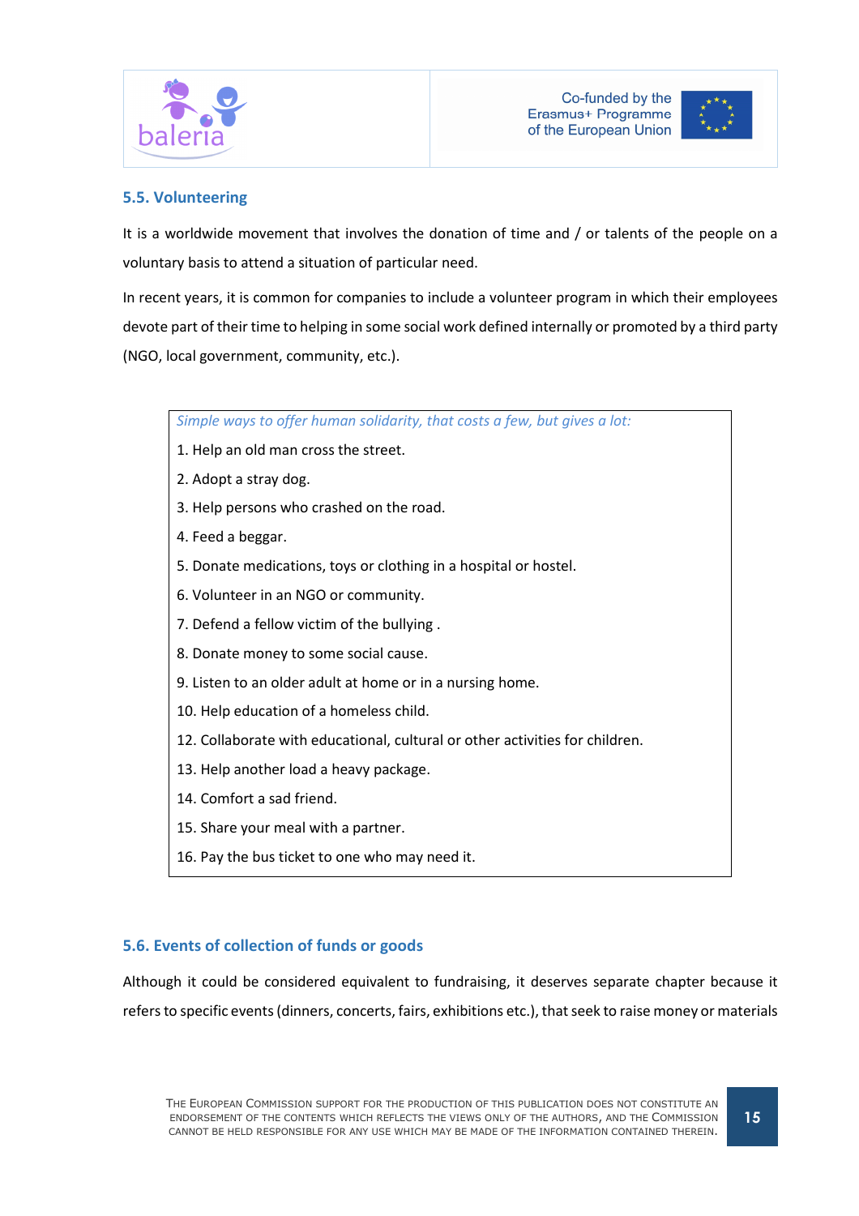### 5.5. Volunteering

It is a worldwide movement that involves the donation of time and / or talents of the people on a voluntary basis to attend a situation of particular need.

In recent years, it is common for companies to include a volunteer program in which their employees devote part of their time to helping in some social work defined internally or promoted by a third party (NGO, local government, community, etc.).

*Simple ways to offer human solidarity, that costs a few, but gives a lot:*

1. Help an old man cross the street.
2. Adopt a stray dog.
3. Help persons who crashed on the road.
4. Feed a beggar.
5. Donate medications, toys or clothing in a hospital or hostel.
6. Volunteer in an NGO or community.
7. Defend a fellow victim of the bullying .
8. Donate money to some social cause.
9. Listen to an older adult at home or in a nursing home.
10. Help education of a homeless child.
12. Collaborate with educational, cultural or other activities for children.
13. Help another load a heavy package.
14. Comfort a sad friend.
15. Share your meal with a partner.
16. Pay the bus ticket to one who may need it.

### 5.6. Events of collection of funds or goods

Although it could be considered equivalent to fundraising, it deserves separate chapter because it refers to specific events (dinners, concerts, fairs, exhibitions etc.), that seek to raise money or materials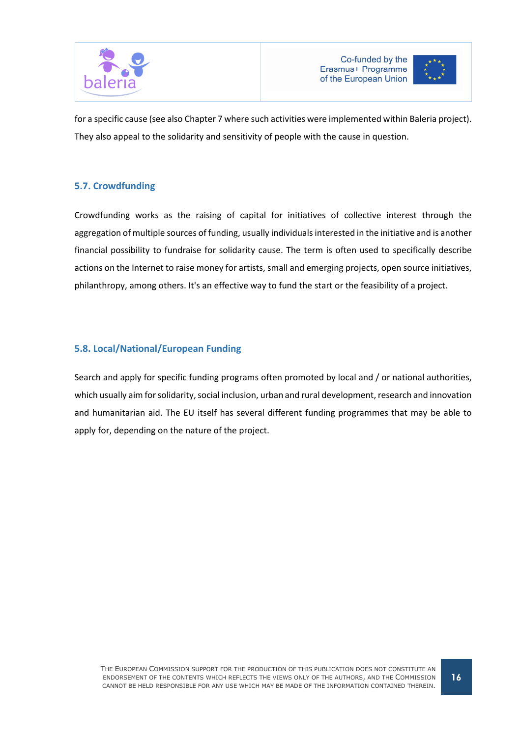for a specific cause (see also Chapter 7 where such activities were implemented within Baleria project). They also appeal to the solidarity and sensitivity of people with the cause in question.

### 5.7. Crowdfunding

Crowdfunding works as the raising of capital for initiatives of collective interest through the aggregation of multiple sources of funding, usually individuals interested in the initiative and is another financial possibility to fundraise for solidarity cause. The term is often used to specifically describe actions on the Internet to raise money for artists, small and emerging projects, open source initiatives, philanthropy, among others. It's an effective way to fund the start or the feasibility of a project.

### 5.8. Local/National/European Funding

Search and apply for specific funding programs often promoted by local and / or national authorities, which usually aim for solidarity, social inclusion, urban and rural development, research and innovation and humanitarian aid. The EU itself has several different funding programmes that may be able to apply for, depending on the nature of the project.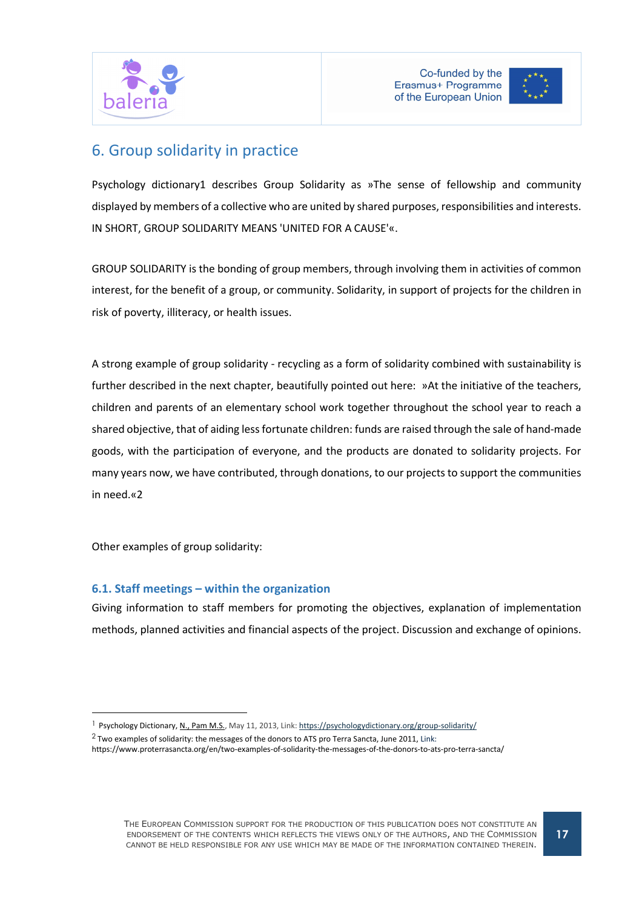## 6. Group solidarity in practice

Psychology dictionary[1] describes Group Solidarity as »The sense of fellowship and community displayed by members of a collective who are united by shared purposes, responsibilities and interests. IN SHORT, GROUP SOLIDARITY MEANS 'UNITED FOR A CAUSE'«.

GROUP SOLIDARITY is the bonding of group members, through involving them in activities of common interest, for the benefit of a group, or community. Solidarity, in support of projects for the children in risk of poverty, illiteracy, or health issues.

A strong example of group solidarity - recycling as a form of solidarity combined with sustainability is further described in the next chapter, beautifully pointed out here: »At the initiative of the teachers, children and parents of an elementary school work together throughout the school year to reach a shared objective, that of aiding less fortunate children: funds are raised through the sale of hand-made goods, with the participation of everyone, and the products are donated to solidarity projects. For many years now, we have contributed, through donations, to our projects to support the communities in need.«[2]

Other examples of group solidarity:

### 6.1. Staff meetings – within the organization

Giving information to staff members for promoting the objectives, explanation of implementation methods, planned activities and financial aspects of the project. Discussion and exchange of opinions.

---

[1] Psychology Dictionary, N., Pam M.S., May 11, 2013, Link: https://psychologydictionary.org/group-solidarity/

[2] Two examples of solidarity: the messages of the donors to ATS pro Terra Sancta, June 2011, Link: https://www.proterrasancta.org/en/two-examples-of-solidarity-the-messages-of-the-donors-to-ats-pro-terra-sancta/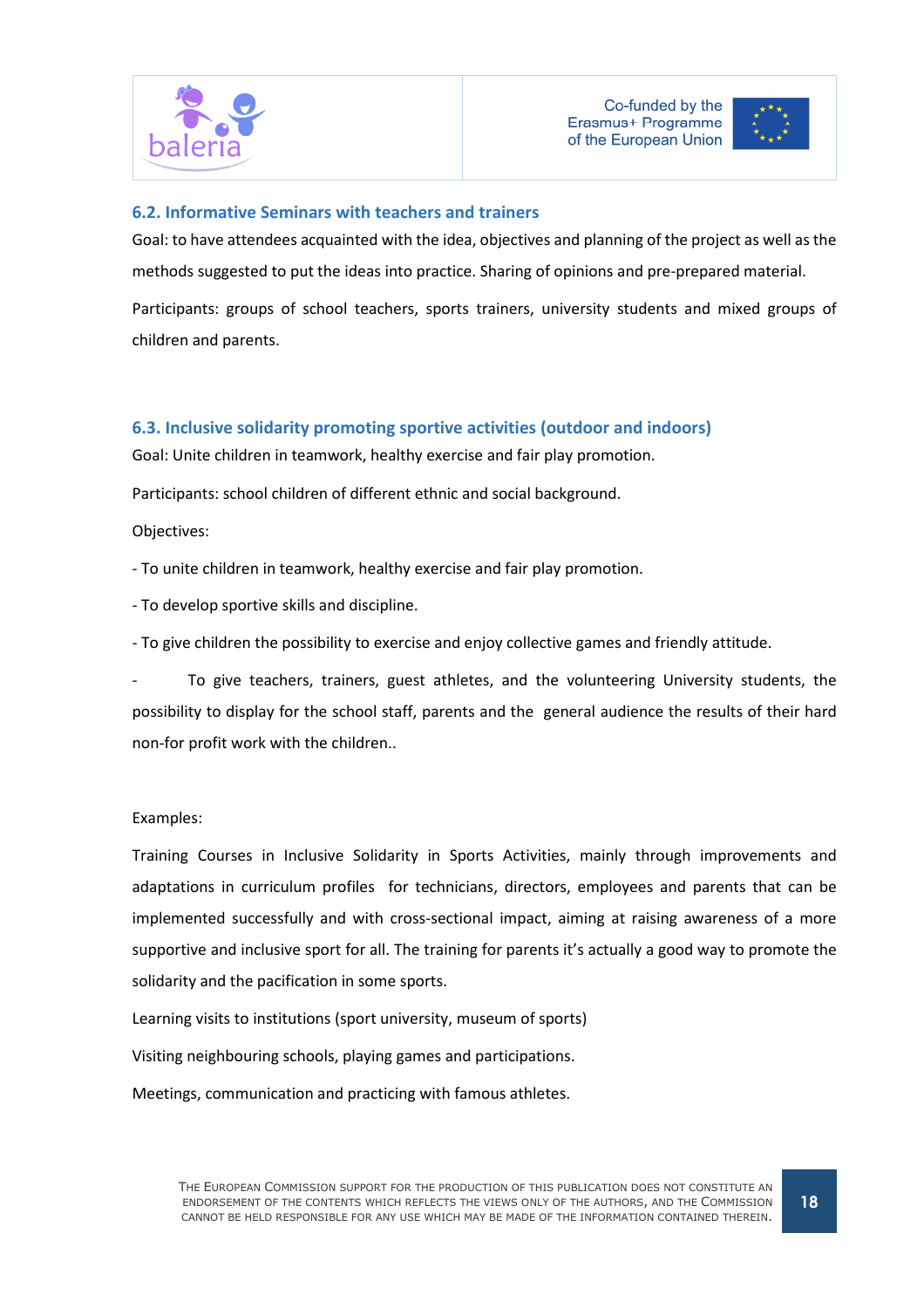### 6.2. Informative Seminars with teachers and trainers

Goal: to have attendees acquainted with the idea, objectives and planning of the project as well as the methods suggested to put the ideas into practice. Sharing of opinions and pre-prepared material.

Participants: groups of school teachers, sports trainers, university students and mixed groups of children and parents.

### 6.3. Inclusive solidarity promoting sportive activities (outdoor and indoors)

Goal: Unite children in teamwork, healthy exercise and fair play promotion.

Participants: school children of different ethnic and social background.

Objectives:

- To unite children in teamwork, healthy exercise and fair play promotion.

- To develop sportive skills and discipline.

- To give children the possibility to exercise and enjoy collective games and friendly attitude.

- To give teachers, trainers, guest athletes, and the volunteering University students, the possibility to display for the school staff, parents and the general audience the results of their hard non-for profit work with the children..

Examples:

Training Courses in Inclusive Solidarity in Sports Activities, mainly through improvements and adaptations in curriculum profiles for technicians, directors, employees and parents that can be implemented successfully and with cross-sectional impact, aiming at raising awareness of a more supportive and inclusive sport for all. The training for parents it's actually a good way to promote the solidarity and the pacification in some sports.

Learning visits to institutions (sport university, museum of sports)

Visiting neighbouring schools, playing games and participations.

Meetings, communication and practicing with famous athletes.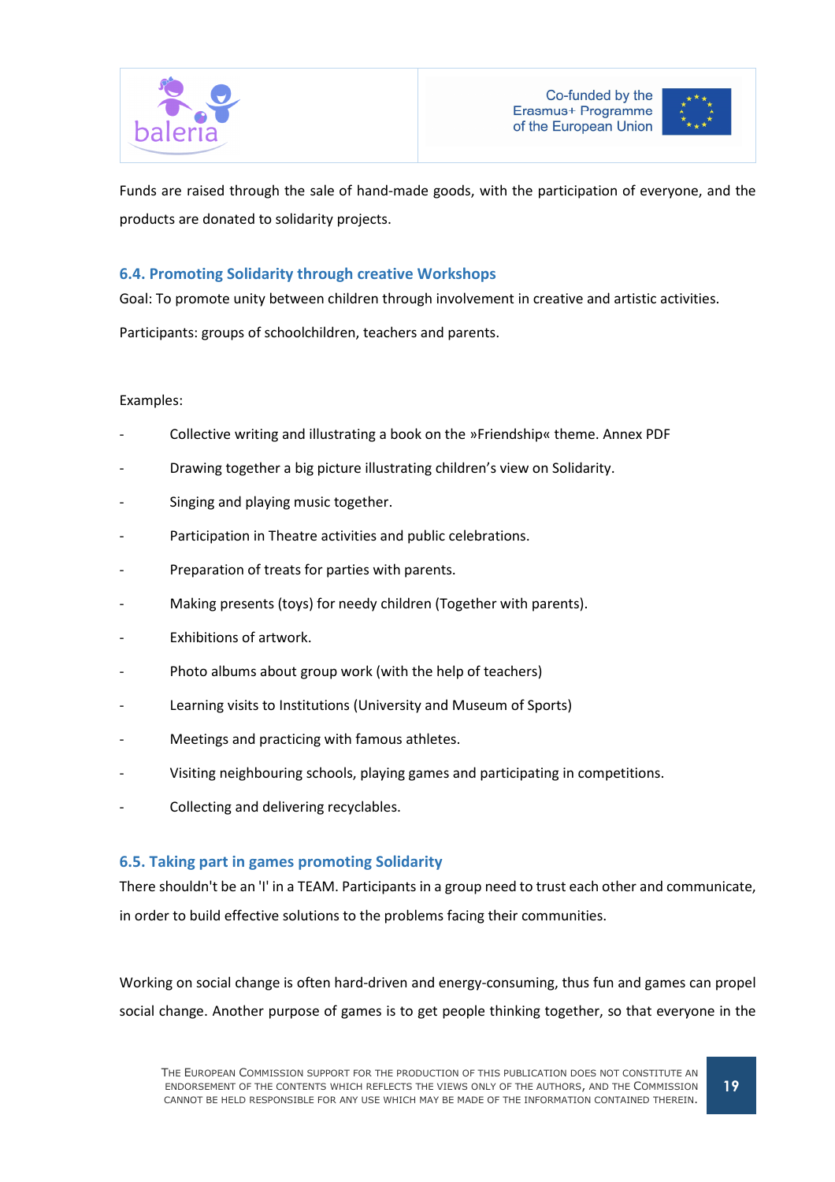Funds are raised through the sale of hand-made goods, with the participation of everyone, and the products are donated to solidarity projects.

### 6.4. Promoting Solidarity through creative Workshops

Goal: To promote unity between children through involvement in creative and artistic activities.

Participants: groups of schoolchildren, teachers and parents.

Examples:

- Collective writing and illustrating a book on the »Friendship« theme. Annex PDF
- Drawing together a big picture illustrating children's view on Solidarity.
- Singing and playing music together.
- Participation in Theatre activities and public celebrations.
- Preparation of treats for parties with parents.
- Making presents (toys) for needy children (Together with parents).
- Exhibitions of artwork.
- Photo albums about group work (with the help of teachers)
- Learning visits to Institutions (University and Museum of Sports)
- Meetings and practicing with famous athletes.
- Visiting neighbouring schools, playing games and participating in competitions.
- Collecting and delivering recyclables.

### 6.5. Taking part in games promoting Solidarity

There shouldn't be an 'I' in a TEAM. Participants in a group need to trust each other and communicate, in order to build effective solutions to the problems facing their communities.

Working on social change is often hard-driven and energy-consuming, thus fun and games can propel social change. Another purpose of games is to get people thinking together, so that everyone in the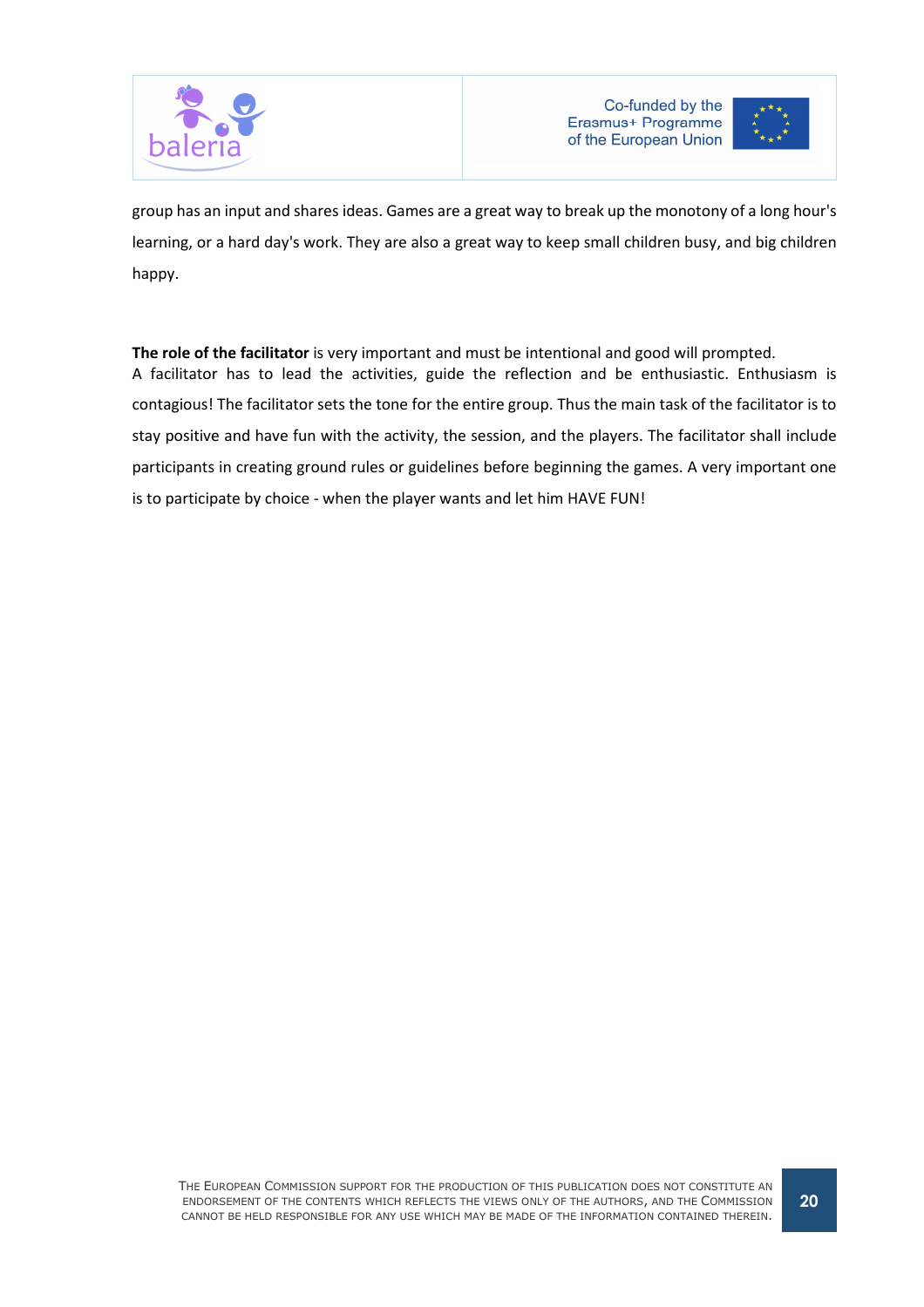group has an input and shares ideas. Games are a great way to break up the monotony of a long hour's learning, or a hard day's work. They are also a great way to keep small children busy, and big children happy.

**The role of the facilitator** is very important and must be intentional and good will prompted. A facilitator has to lead the activities, guide the reflection and be enthusiastic. Enthusiasm is contagious! The facilitator sets the tone for the entire group. Thus the main task of the facilitator is to stay positive and have fun with the activity, the session, and the players. The facilitator shall include participants in creating ground rules or guidelines before beginning the games. A very important one is to participate by choice - when the player wants and let him HAVE FUN!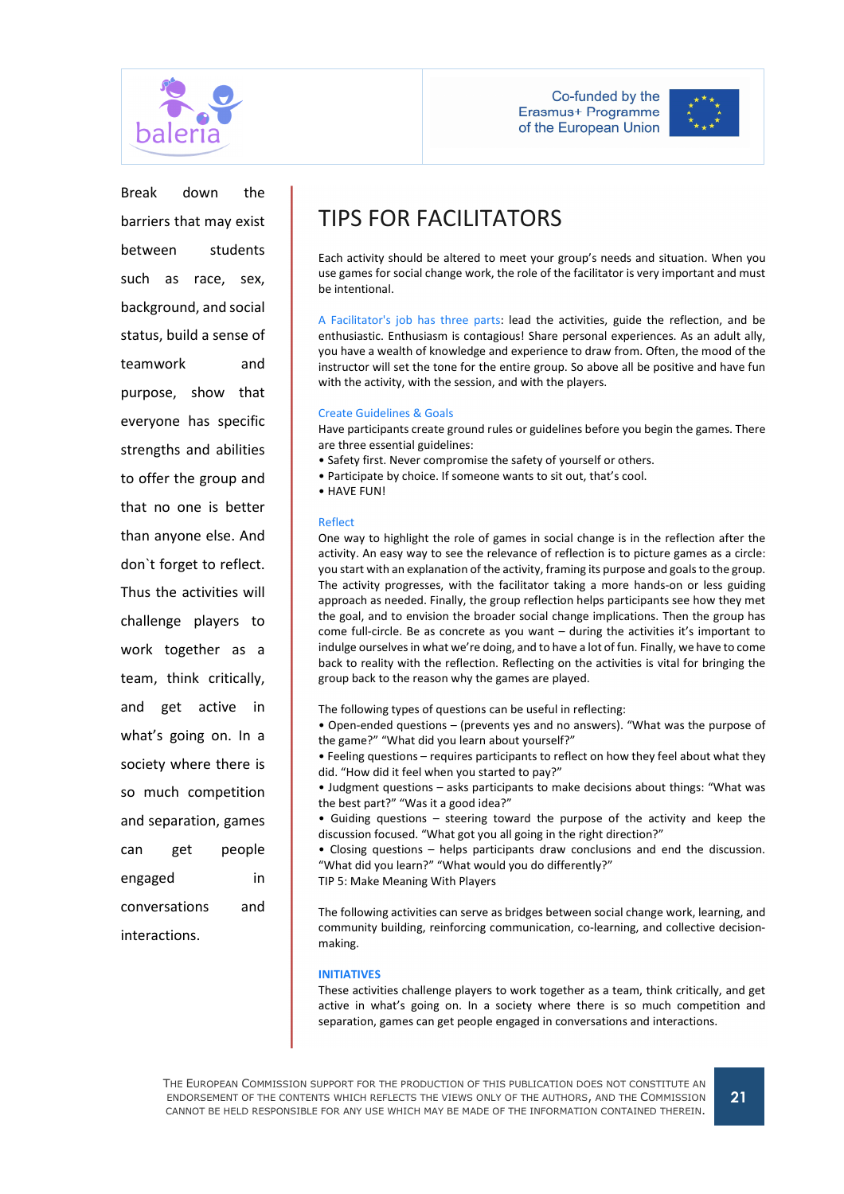Break down the barriers that may exist between students such as race, sex, background, and social status, build a sense of teamwork and purpose, show that everyone has specific strengths and abilities to offer the group and that no one is better than anyone else. And don`t forget to reflect. Thus the activities will challenge players to work together as a team, think critically, and get active in what's going on. In a society where there is so much competition and separation, games can get people engaged in conversations and interactions.

# TIPS FOR FACILITATORS

Each activity should be altered to meet your group's needs and situation. When you use games for social change work, the role of the facilitator is very important and must be intentional.

A Facilitator's job has three parts: lead the activities, guide the reflection, and be enthusiastic. Enthusiasm is contagious! Share personal experiences. As an adult ally, you have a wealth of knowledge and experience to draw from. Often, the mood of the instructor will set the tone for the entire group. So above all be positive and have fun with the activity, with the session, and with the players.

### Create Guidelines & Goals

Have participants create ground rules or guidelines before you begin the games. There are three essential guidelines:

- Safety first. Never compromise the safety of yourself or others.
- Participate by choice. If someone wants to sit out, that's cool.
- HAVE FUN!

### Reflect

One way to highlight the role of games in social change is in the reflection after the activity. An easy way to see the relevance of reflection is to picture games as a circle: you start with an explanation of the activity, framing its purpose and goals to the group. The activity progresses, with the facilitator taking a more hands-on or less guiding approach as needed. Finally, the group reflection helps participants see how they met the goal, and to envision the broader social change implications. Then the group has come full-circle. Be as concrete as you want – during the activities it's important to indulge ourselves in what we're doing, and to have a lot of fun. Finally, we have to come back to reality with the reflection. Reflecting on the activities is vital for bringing the group back to the reason why the games are played.

The following types of questions can be useful in reflecting:

- Open-ended questions – (prevents yes and no answers). "What was the purpose of the game?" "What did you learn about yourself?"
- Feeling questions – requires participants to reflect on how they feel about what they did. "How did it feel when you started to pay?"
- Judgment questions – asks participants to make decisions about things: "What was the best part?" "Was it a good idea?"
- Guiding questions – steering toward the purpose of the activity and keep the discussion focused. "What got you all going in the right direction?"
- Closing questions – helps participants draw conclusions and end the discussion. "What did you learn?" "What would you do differently?"

TIP 5: Make Meaning With Players

The following activities can serve as bridges between social change work, learning, and community building, reinforcing communication, co-learning, and collective decision-making.

### INITIATIVES

These activities challenge players to work together as a team, think critically, and get active in what's going on. In a society where there is so much competition and separation, games can get people engaged in conversations and interactions.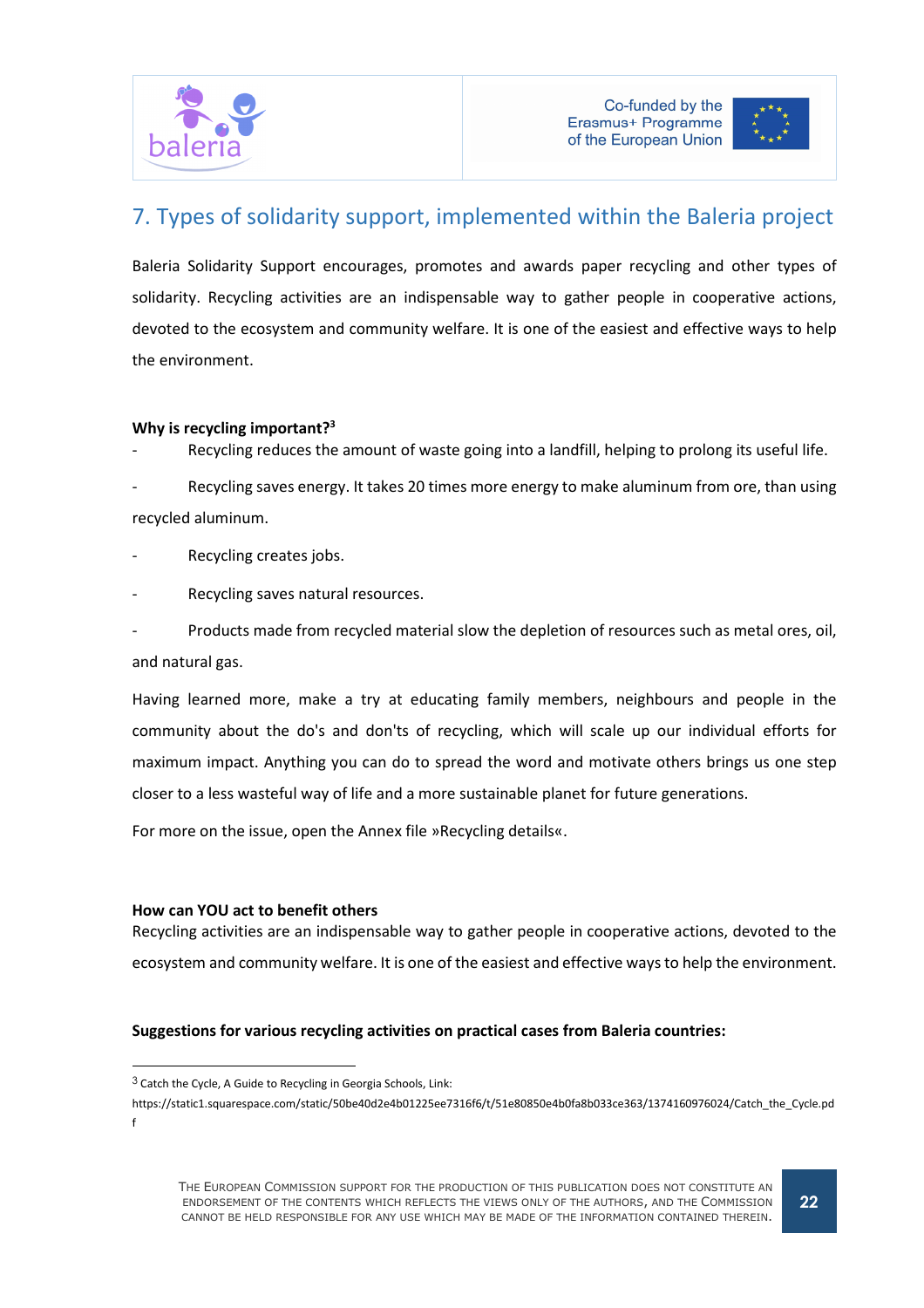## 7. Types of solidarity support, implemented within the Baleria project

Baleria Solidarity Support encourages, promotes and awards paper recycling and other types of solidarity. Recycling activities are an indispensable way to gather people in cooperative actions, devoted to the ecosystem and community welfare. It is one of the easiest and effective ways to help the environment.

**Why is recycling important?**[3]

- Recycling reduces the amount of waste going into a landfill, helping to prolong its useful life.
- Recycling saves energy. It takes 20 times more energy to make aluminum from ore, than using recycled aluminum.
- Recycling creates jobs.
- Recycling saves natural resources.
- Products made from recycled material slow the depletion of resources such as metal ores, oil, and natural gas.

Having learned more, make a try at educating family members, neighbours and people in the community about the do's and don'ts of recycling, which will scale up our individual efforts for maximum impact. Anything you can do to spread the word and motivate others brings us one step closer to a less wasteful way of life and a more sustainable planet for future generations.

For more on the issue, open the Annex file »Recycling details«.

**How can YOU act to benefit others**

Recycling activities are an indispensable way to gather people in cooperative actions, devoted to the ecosystem and community welfare. It is one of the easiest and effective ways to help the environment.

**Suggestions for various recycling activities on practical cases from Baleria countries:**

---

[3] Catch the Cycle, A Guide to Recycling in Georgia Schools, Link: https://static1.squarespace.com/static/50be40d2e4b01225ee7316f6/t/51e80850e4b0fa8b033ce363/1374160976024/Catch_the_Cycle.pdf

THE EUROPEAN COMMISSION SUPPORT FOR THE PRODUCTION OF THIS PUBLICATION DOES NOT CONSTITUTE AN ENDORSEMENT OF THE CONTENTS WHICH REFLECTS THE VIEWS ONLY OF THE AUTHORS, AND THE COMMISSION CANNOT BE HELD RESPONSIBLE FOR ANY USE WHICH MAY BE MADE OF THE INFORMATION CONTAINED THEREIN.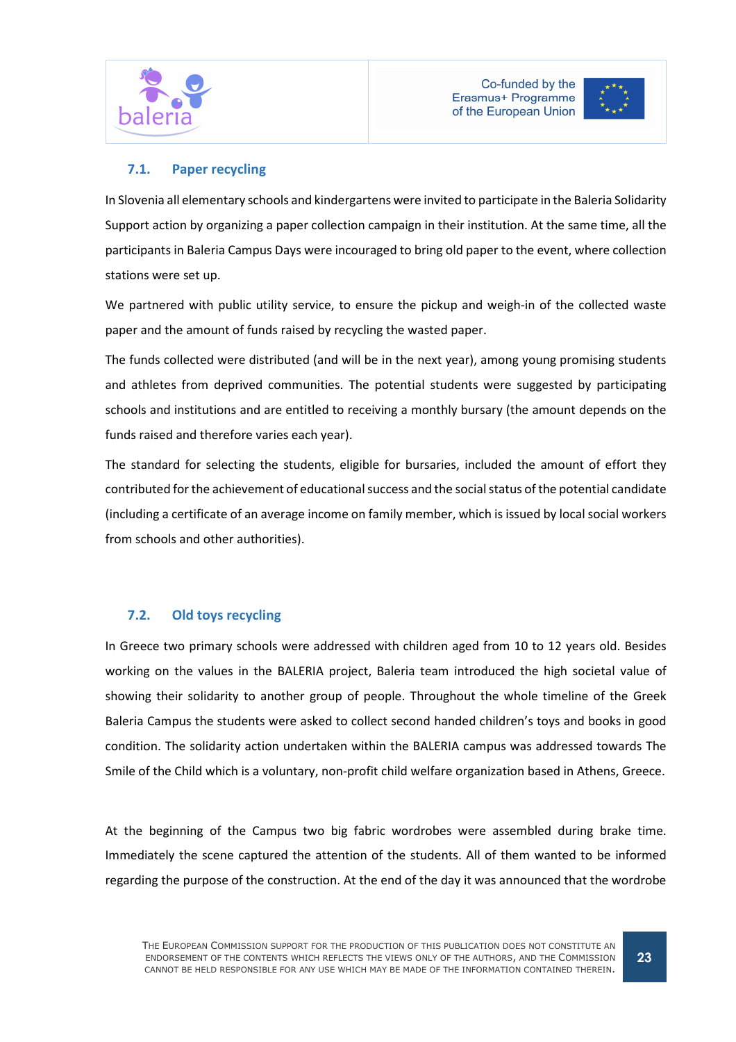### 7.1. Paper recycling

In Slovenia all elementary schools and kindergartens were invited to participate in the Baleria Solidarity Support action by organizing a paper collection campaign in their institution. At the same time, all the participants in Baleria Campus Days were incouraged to bring old paper to the event, where collection stations were set up.

We partnered with public utility service, to ensure the pickup and weigh-in of the collected waste paper and the amount of funds raised by recycling the wasted paper.

The funds collected were distributed (and will be in the next year), among young promising students and athletes from deprived communities. The potential students were suggested by participating schools and institutions and are entitled to receiving a monthly bursary (the amount depends on the funds raised and therefore varies each year).

The standard for selecting the students, eligible for bursaries, included the amount of effort they contributed for the achievement of educational success and the social status of the potential candidate (including a certificate of an average income on family member, which is issued by local social workers from schools and other authorities).

### 7.2. Old toys recycling

In Greece two primary schools were addressed with children aged from 10 to 12 years old. Besides working on the values in the BALERIA project, Baleria team introduced the high societal value of showing their solidarity to another group of people. Throughout the whole timeline of the Greek Baleria Campus the students were asked to collect second handed children's toys and books in good condition. The solidarity action undertaken within the BALERIA campus was addressed towards The Smile of the Child which is a voluntary, non-profit child welfare organization based in Athens, Greece.

At the beginning of the Campus two big fabric wordrobes were assembled during brake time. Immediately the scene captured the attention of the students. All of them wanted to be informed regarding the purpose of the construction. At the end of the day it was announced that the wordrobe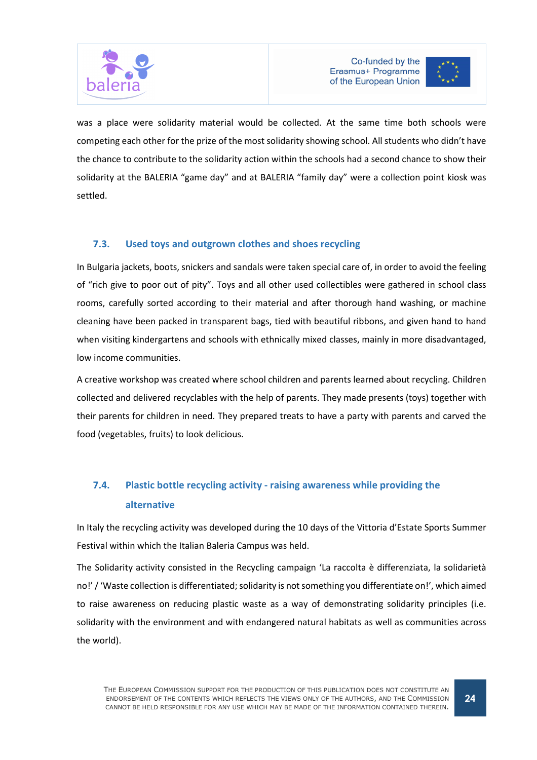was a place were solidarity material would be collected. At the same time both schools were competing each other for the prize of the most solidarity showing school. All students who didn't have the chance to contribute to the solidarity action within the schools had a second chance to show their solidarity at the BALERIA "game day" and at BALERIA "family day" were a collection point kiosk was settled.

### 7.3. Used toys and outgrown clothes and shoes recycling

In Bulgaria jackets, boots, snickers and sandals were taken special care of, in order to avoid the feeling of "rich give to poor out of pity". Toys and all other used collectibles were gathered in school class rooms, carefully sorted according to their material and after thorough hand washing, or machine cleaning have been packed in transparent bags, tied with beautiful ribbons, and given hand to hand when visiting kindergartens and schools with ethnically mixed classes, mainly in more disadvantaged, low income communities.

A creative workshop was created where school children and parents learned about recycling. Children collected and delivered recyclables with the help of parents. They made presents (toys) together with their parents for children in need. They prepared treats to have a party with parents and carved the food (vegetables, fruits) to look delicious.

### 7.4. Plastic bottle recycling activity - raising awareness while providing the alternative

In Italy the recycling activity was developed during the 10 days of the Vittoria d'Estate Sports Summer Festival within which the Italian Baleria Campus was held.

The Solidarity activity consisted in the Recycling campaign 'La raccolta è differenziata, la solidarietà no!' / 'Waste collection is differentiated; solidarity is not something you differentiate on!', which aimed to raise awareness on reducing plastic waste as a way of demonstrating solidarity principles (i.e. solidarity with the environment and with endangered natural habitats as well as communities across the world).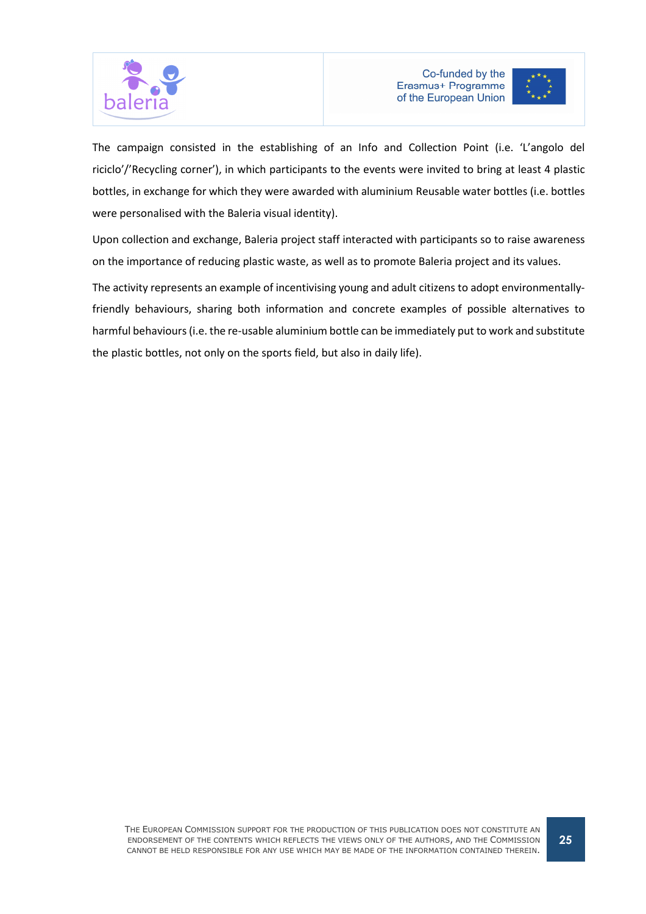The campaign consisted in the establishing of an Info and Collection Point (i.e. 'L'angolo del riciclo'/'Recycling corner'), in which participants to the events were invited to bring at least 4 plastic bottles, in exchange for which they were awarded with aluminium Reusable water bottles (i.e. bottles were personalised with the Baleria visual identity).

Upon collection and exchange, Baleria project staff interacted with participants so to raise awareness on the importance of reducing plastic waste, as well as to promote Baleria project and its values.

The activity represents an example of incentivising young and adult citizens to adopt environmentally-friendly behaviours, sharing both information and concrete examples of possible alternatives to harmful behaviours (i.e. the re-usable aluminium bottle can be immediately put to work and substitute the plastic bottles, not only on the sports field, but also in daily life).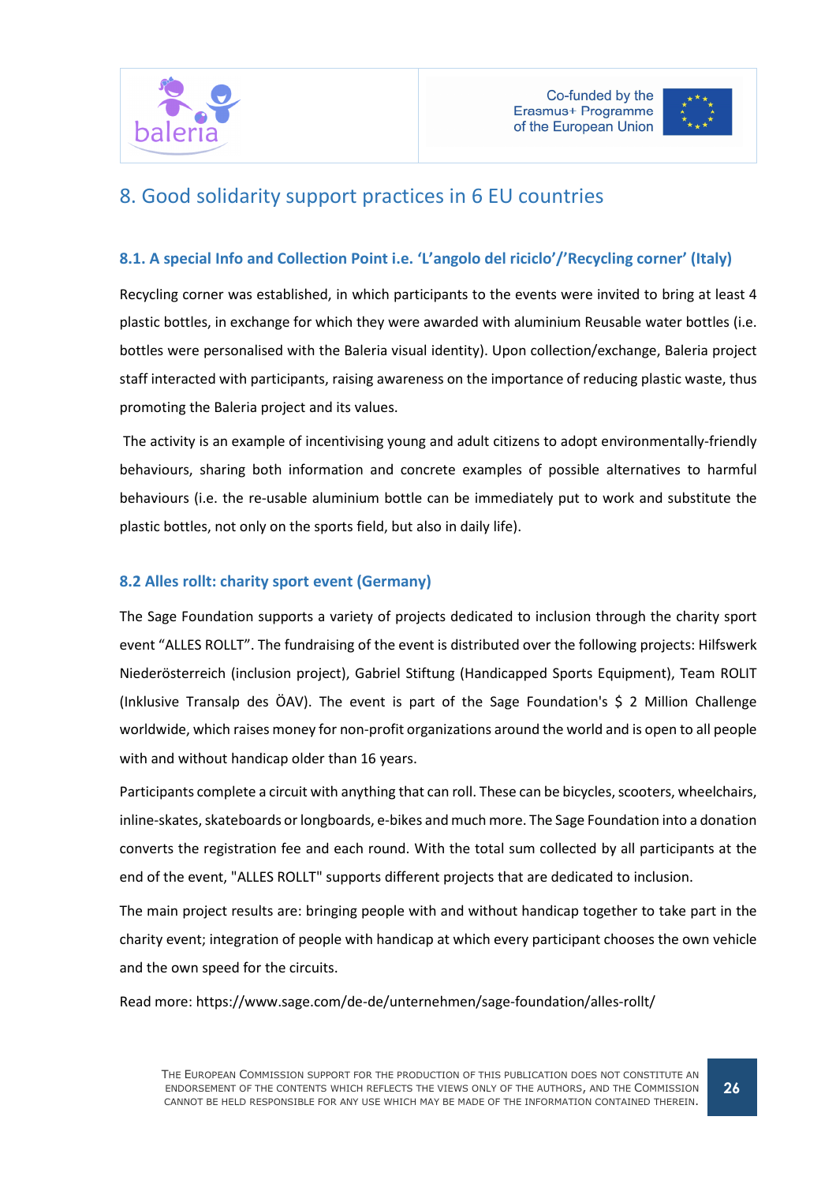# 8. Good solidarity support practices in 6 EU countries

### 8.1. A special Info and Collection Point i.e. 'L'angolo del riciclo'/'Recycling corner' (Italy)

Recycling corner was established, in which participants to the events were invited to bring at least 4 plastic bottles, in exchange for which they were awarded with aluminium Reusable water bottles (i.e. bottles were personalised with the Baleria visual identity). Upon collection/exchange, Baleria project staff interacted with participants, raising awareness on the importance of reducing plastic waste, thus promoting the Baleria project and its values.

The activity is an example of incentivising young and adult citizens to adopt environmentally-friendly behaviours, sharing both information and concrete examples of possible alternatives to harmful behaviours (i.e. the re-usable aluminium bottle can be immediately put to work and substitute the plastic bottles, not only on the sports field, but also in daily life).

### 8.2 Alles rollt: charity sport event (Germany)

The Sage Foundation supports a variety of projects dedicated to inclusion through the charity sport event "ALLES ROLLT". The fundraising of the event is distributed over the following projects: Hilfswerk Niederösterreich (inclusion project), Gabriel Stiftung (Handicapped Sports Equipment), Team ROLIT (Inklusive Transalp des ÖAV). The event is part of the Sage Foundation's $ 2 Million Challenge worldwide, which raises money for non-profit organizations around the world and is open to all people with and without handicap older than 16 years.

Participants complete a circuit with anything that can roll. These can be bicycles, scooters, wheelchairs, inline-skates, skateboards or longboards, e-bikes and much more. The Sage Foundation into a donation converts the registration fee and each round. With the total sum collected by all participants at the end of the event, "ALLES ROLLT" supports different projects that are dedicated to inclusion.

The main project results are: bringing people with and without handicap together to take part in the charity event; integration of people with handicap at which every participant chooses the own vehicle and the own speed for the circuits.

Read more: https://www.sage.com/de-de/unternehmen/sage-foundation/alles-rollt/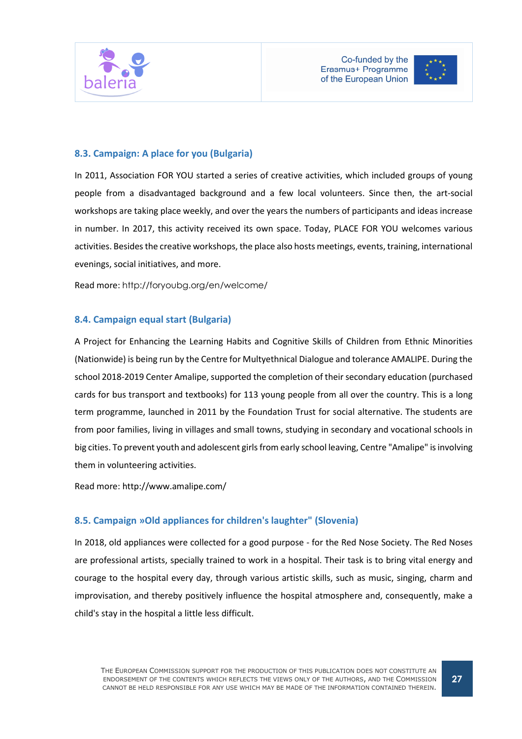### 8.3. Campaign: A place for you (Bulgaria)

In 2011, Association FOR YOU started a series of creative activities, which included groups of young people from a disadvantaged background and a few local volunteers. Since then, the art-social workshops are taking place weekly, and over the years the numbers of participants and ideas increase in number. In 2017, this activity received its own space. Today, PLACE FOR YOU welcomes various activities. Besides the creative workshops, the place also hosts meetings, events, training, international evenings, social initiatives, and more.

Read more: http://foryoubg.org/en/welcome/

### 8.4. Campaign equal start (Bulgaria)

A Project for Enhancing the Learning Habits and Cognitive Skills of Children from Ethnic Minorities (Nationwide) is being run by the Centre for Multyethnical Dialogue and tolerance AMALIPE. During the school 2018-2019 Center Amalipe, supported the completion of their secondary education (purchased cards for bus transport and textbooks) for 113 young people from all over the country. This is a long term programme, launched in 2011 by the Foundation Trust for social alternative. The students are from poor families, living in villages and small towns, studying in secondary and vocational schools in big cities. To prevent youth and adolescent girls from early school leaving, Centre "Amalipe" is involving them in volunteering activities.

Read more: http://www.amalipe.com/

### 8.5. Campaign »Old appliances for children's laughter" (Slovenia)

In 2018, old appliances were collected for a good purpose - for the Red Nose Society. The Red Noses are professional artists, specially trained to work in a hospital. Their task is to bring vital energy and courage to the hospital every day, through various artistic skills, such as music, singing, charm and improvisation, and thereby positively influence the hospital atmosphere and, consequently, make a child's stay in the hospital a little less difficult.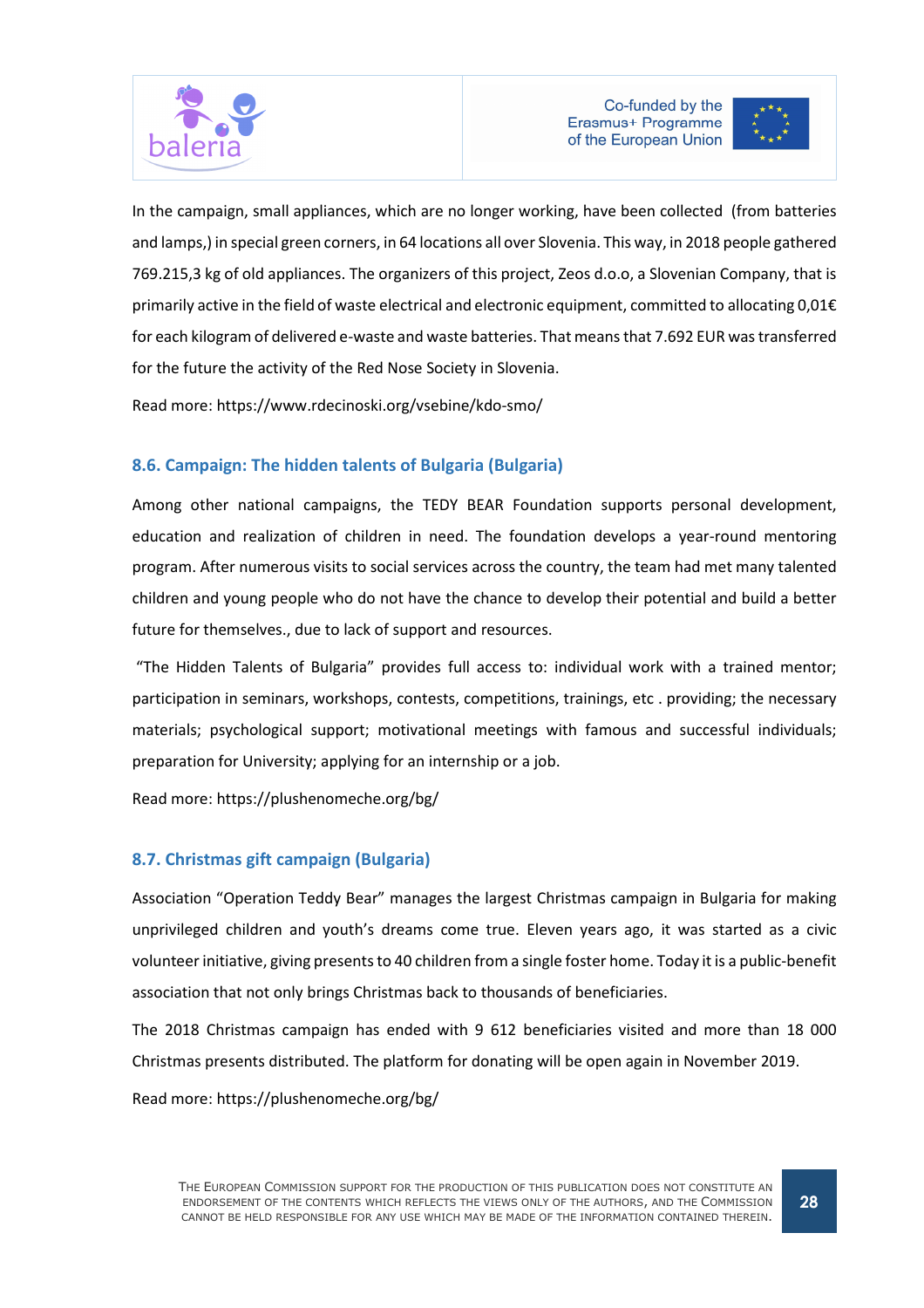In the campaign, small appliances, which are no longer working, have been collected (from batteries and lamps,) in special green corners, in 64 locations all over Slovenia. This way, in 2018 people gathered 769.215,3 kg of old appliances. The organizers of this project, Zeos d.o.o, a Slovenian Company, that is primarily active in the field of waste electrical and electronic equipment, committed to allocating 0,01€ for each kilogram of delivered e-waste and waste batteries. That means that 7.692 EUR was transferred for the future the activity of the Red Nose Society in Slovenia.

Read more: https://www.rdecinoski.org/vsebine/kdo-smo/

### 8.6. Campaign: The hidden talents of Bulgaria (Bulgaria)

Among other national campaigns, the TEDY BEAR Foundation supports personal development, education and realization of children in need. The foundation develops a year-round mentoring program. After numerous visits to social services across the country, the team had met many talented children and young people who do not have the chance to develop their potential and build a better future for themselves., due to lack of support and resources.

"The Hidden Talents of Bulgaria" provides full access to: individual work with a trained mentor; participation in seminars, workshops, contests, competitions, trainings, etc . providing; the necessary materials; psychological support; motivational meetings with famous and successful individuals; preparation for University; applying for an internship or a job.

Read more: https://plushenomeche.org/bg/

### 8.7. Christmas gift campaign (Bulgaria)

Association "Operation Teddy Bear" manages the largest Christmas campaign in Bulgaria for making unprivileged children and youth's dreams come true. Eleven years ago, it was started as a civic volunteer initiative, giving presents to 40 children from a single foster home. Today it is a public-benefit association that not only brings Christmas back to thousands of beneficiaries.

The 2018 Christmas campaign has ended with 9 612 beneficiaries visited and more than 18 000 Christmas presents distributed. The platform for donating will be open again in November 2019.

Read more: https://plushenomeche.org/bg/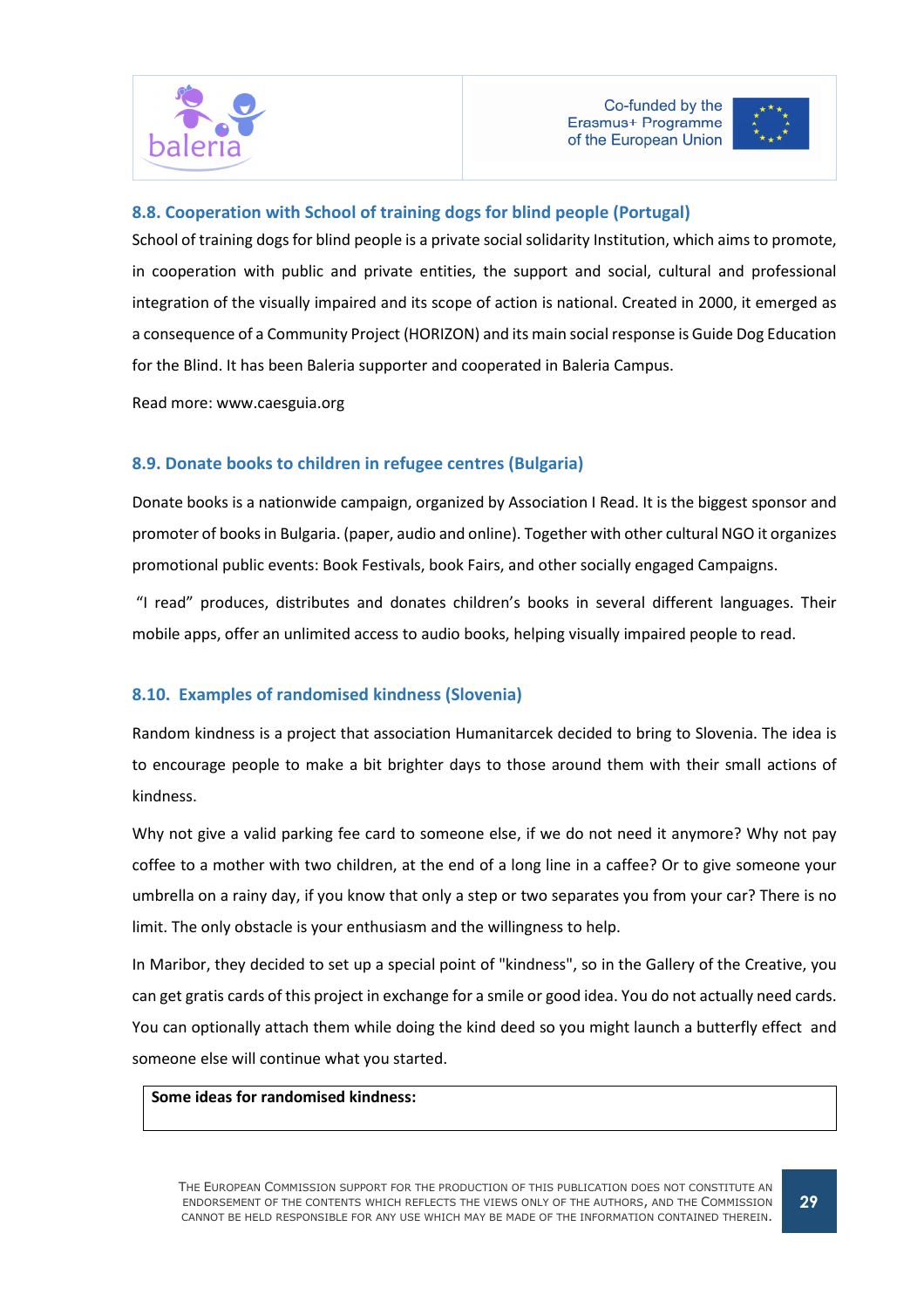## 8.8. Cooperation with School of training dogs for blind people (Portugal)

School of training dogs for blind people is a private social solidarity Institution, which aims to promote, in cooperation with public and private entities, the support and social, cultural and professional integration of the visually impaired and its scope of action is national. Created in 2000, it emerged as a consequence of a Community Project (HORIZON) and its main social response is Guide Dog Education for the Blind. It has been Baleria supporter and cooperated in Baleria Campus.

Read more: www.caesguia.org

## 8.9. Donate books to children in refugee centres (Bulgaria)

Donate books is a nationwide campaign, organized by Association I Read. It is the biggest sponsor and promoter of books in Bulgaria. (paper, audio and online). Together with other cultural NGO it organizes promotional public events: Book Festivals, book Fairs, and other socially engaged Campaigns.

"I read" produces, distributes and donates children's books in several different languages. Their mobile apps, offer an unlimited access to audio books, helping visually impaired people to read.

## 8.10. Examples of randomised kindness (Slovenia)

Random kindness is a project that association Humanitarcek decided to bring to Slovenia. The idea is to encourage people to make a bit brighter days to those around them with their small actions of kindness.

Why not give a valid parking fee card to someone else, if we do not need it anymore? Why not pay coffee to a mother with two children, at the end of a long line in a caffee? Or to give someone your umbrella on a rainy day, if you know that only a step or two separates you from your car? There is no limit. The only obstacle is your enthusiasm and the willingness to help.

In Maribor, they decided to set up a special point of "kindness", so in the Gallery of the Creative, you can get gratis cards of this project in exchange for a smile or good idea. You do not actually need cards. You can optionally attach them while doing the kind deed so you might launch a butterfly effect and someone else will continue what you started.

**Some ideas for randomised kindness:**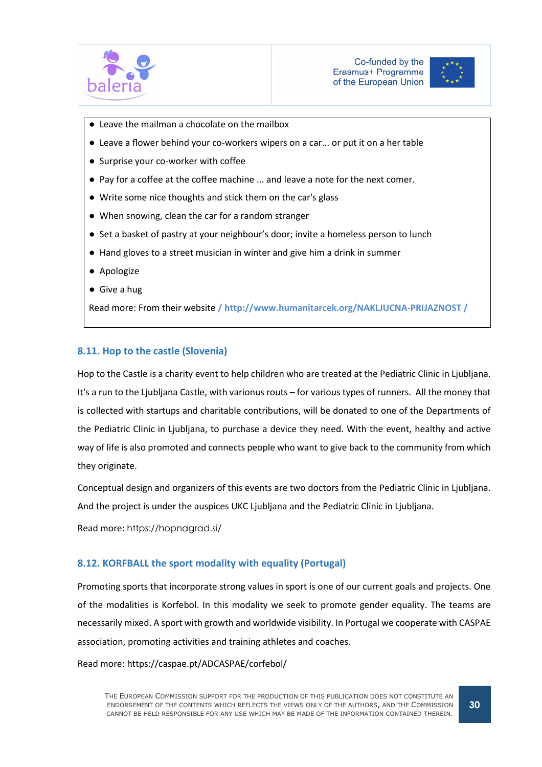- Leave the mailman a chocolate on the mailbox
- Leave a flower behind your co-workers wipers on a car... or put it on a her table
- Surprise your co-worker with coffee
- Pay for a coffee at the coffee machine ... and leave a note for the next comer.
- Write some nice thoughts and stick them on the car's glass
- When snowing, clean the car for a random stranger
- Set a basket of pastry at your neighbour's door; invite a homeless person to lunch
- Hand gloves to a street musician in winter and give him a drink in summer
- Apologize
- Give a hug

Read more: From their website / http://www.humanitarcek.org/NAKLJUCNA-PRIJAZNOST /

### 8.11. Hop to the castle (Slovenia)

Hop to the Castle is a charity event to help children who are treated at the Pediatric Clinic in Ljubljana. It's a run to the Ljubljana Castle, with varionus routs – for various types of runners. All the money that is collected with startups and charitable contributions, will be donated to one of the Departments of the Pediatric Clinic in Ljubljana, to purchase a device they need. With the event, healthy and active way of life is also promoted and connects people who want to give back to the community from which they originate.

Conceptual design and organizers of this events are two doctors from the Pediatric Clinic in Ljubljana. And the project is under the auspices UKC Ljubljana and the Pediatric Clinic in Ljubljana.

Read more: https://hopnagrad.si/

### 8.12. KORFBALL the sport modality with equality (Portugal)

Promoting sports that incorporate strong values in sport is one of our current goals and projects. One of the modalities is Korfebol. In this modality we seek to promote gender equality. The teams are necessarily mixed. A sport with growth and worldwide visibility. In Portugal we cooperate with CASPAE association, promoting activities and training athletes and coaches.

Read more: https://caspae.pt/ADCASPAE/corfebol/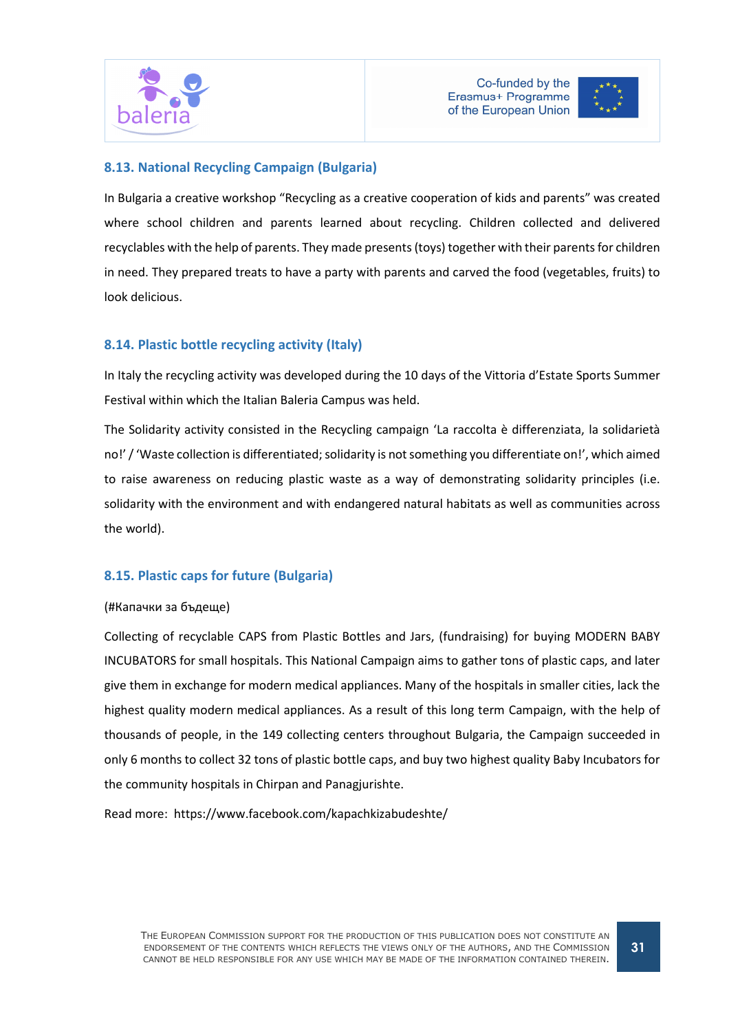### 8.13. National Recycling Campaign (Bulgaria)

In Bulgaria a creative workshop "Recycling as a creative cooperation of kids and parents" was created where school children and parents learned about recycling. Children collected and delivered recyclables with the help of parents. They made presents (toys) together with their parents for children in need. They prepared treats to have a party with parents and carved the food (vegetables, fruits) to look delicious.

### 8.14. Plastic bottle recycling activity (Italy)

In Italy the recycling activity was developed during the 10 days of the Vittoria d'Estate Sports Summer Festival within which the Italian Baleria Campus was held.

The Solidarity activity consisted in the Recycling campaign 'La raccolta è differenziata, la solidarietà no!' / 'Waste collection is differentiated; solidarity is not something you differentiate on!', which aimed to raise awareness on reducing plastic waste as a way of demonstrating solidarity principles (i.e. solidarity with the environment and with endangered natural habitats as well as communities across the world).

### 8.15. Plastic caps for future (Bulgaria)

(#Капачки за бъдеще)

Collecting of recyclable CAPS from Plastic Bottles and Jars, (fundraising) for buying MODERN BABY INCUBATORS for small hospitals. This National Campaign aims to gather tons of plastic caps, and later give them in exchange for modern medical appliances. Many of the hospitals in smaller cities, lack the highest quality modern medical appliances. As a result of this long term Campaign, with the help of thousands of people, in the 149 collecting centers throughout Bulgaria, the Campaign succeeded in only 6 months to collect 32 tons of plastic bottle caps, and buy two highest quality Baby Incubators for the community hospitals in Chirpan and Panagjurishte.

Read more: https://www.facebook.com/kapachkizabudeshte/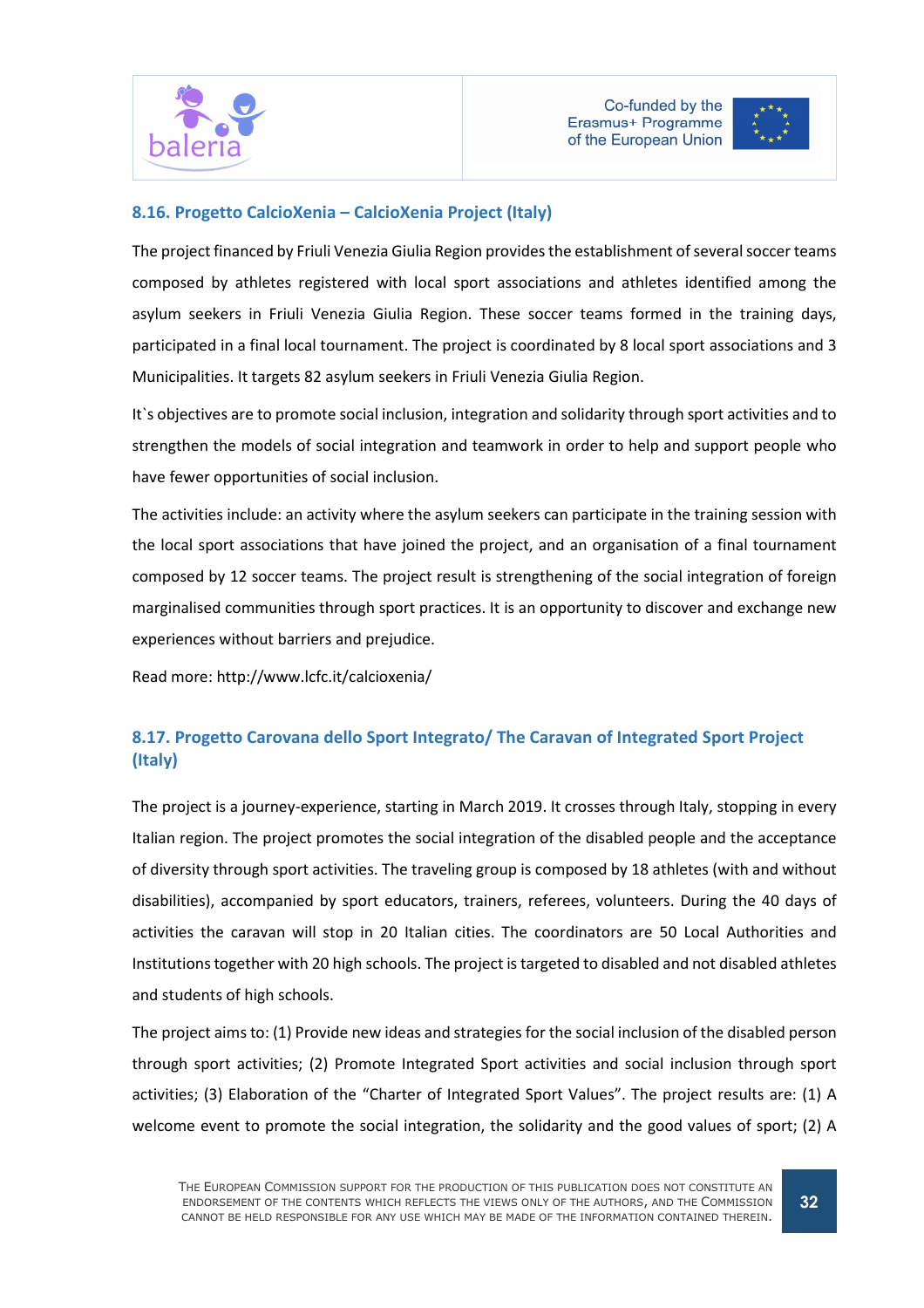### 8.16. Progetto CalcioXenia – CalcioXenia Project (Italy)

The project financed by Friuli Venezia Giulia Region provides the establishment of several soccer teams composed by athletes registered with local sport associations and athletes identified among the asylum seekers in Friuli Venezia Giulia Region. These soccer teams formed in the training days, participated in a final local tournament. The project is coordinated by 8 local sport associations and 3 Municipalities. It targets 82 asylum seekers in Friuli Venezia Giulia Region.

It`s objectives are to promote social inclusion, integration and solidarity through sport activities and to strengthen the models of social integration and teamwork in order to help and support people who have fewer opportunities of social inclusion.

The activities include: an activity where the asylum seekers can participate in the training session with the local sport associations that have joined the project, and an organisation of a final tournament composed by 12 soccer teams. The project result is strengthening of the social integration of foreign marginalised communities through sport practices. It is an opportunity to discover and exchange new experiences without barriers and prejudice.

Read more: http://www.lcfc.it/calcioxenia/

### 8.17. Progetto Carovana dello Sport Integrato/ The Caravan of Integrated Sport Project (Italy)

The project is a journey-experience, starting in March 2019. It crosses through Italy, stopping in every Italian region. The project promotes the social integration of the disabled people and the acceptance of diversity through sport activities. The traveling group is composed by 18 athletes (with and without disabilities), accompanied by sport educators, trainers, referees, volunteers. During the 40 days of activities the caravan will stop in 20 Italian cities. The coordinators are 50 Local Authorities and Institutions together with 20 high schools. The project is targeted to disabled and not disabled athletes and students of high schools.

The project aims to: (1) Provide new ideas and strategies for the social inclusion of the disabled person through sport activities; (2) Promote Integrated Sport activities and social inclusion through sport activities; (3) Elaboration of the “Charter of Integrated Sport Values”. The project results are: (1) A welcome event to promote the social integration, the solidarity and the good values of sport; (2) A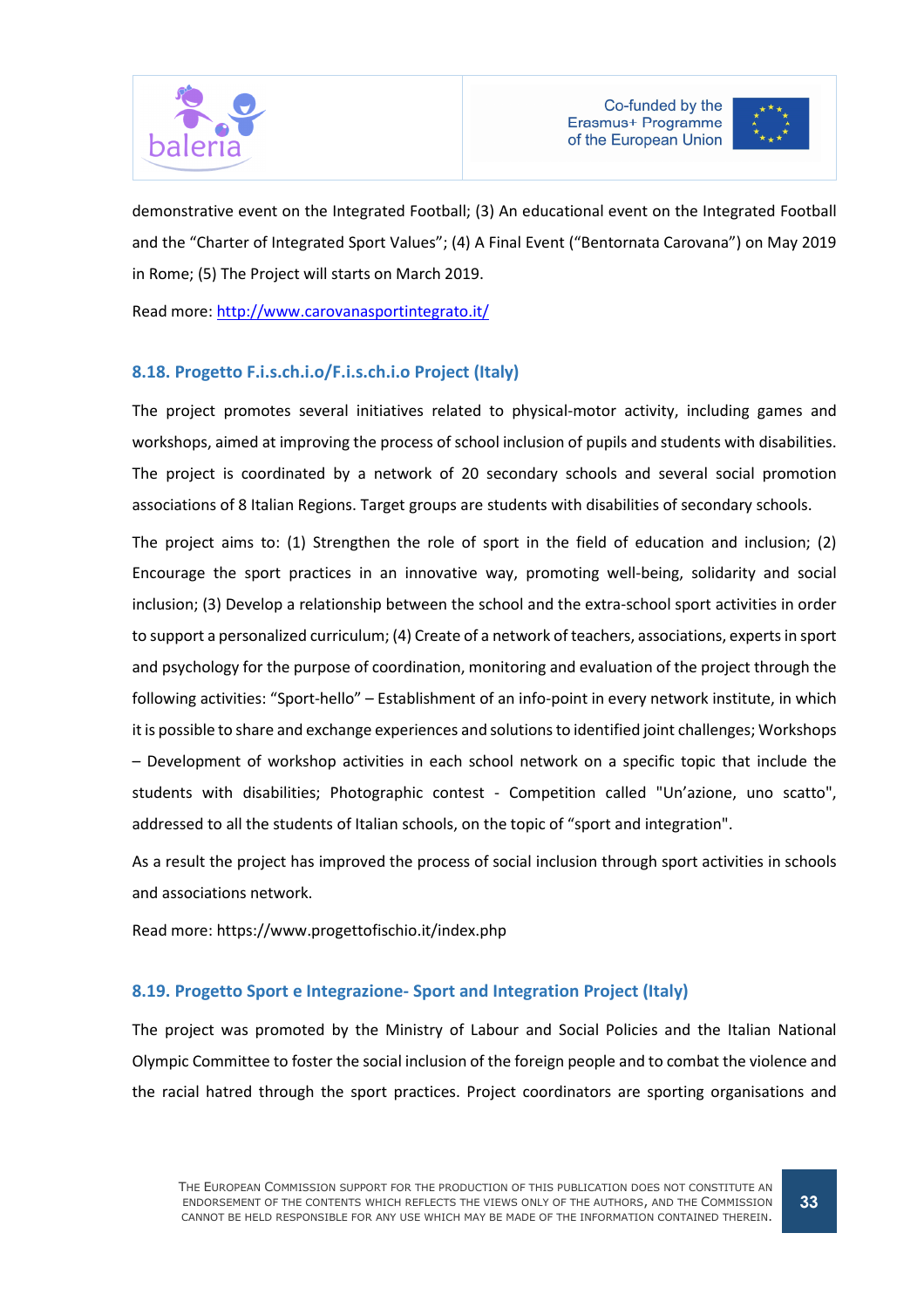demonstrative event on the Integrated Football; (3) An educational event on the Integrated Football and the "Charter of Integrated Sport Values"; (4) A Final Event ("Bentornata Carovana") on May 2019 in Rome; (5) The Project will starts on March 2019.

Read more: [http://www.carovanasportintegrato.it/](http://www.carovanasportintegrato.it/)

### 8.18. Progetto F.i.s.ch.i.o/F.i.s.ch.i.o Project (Italy)

The project promotes several initiatives related to physical-motor activity, including games and workshops, aimed at improving the process of school inclusion of pupils and students with disabilities. The project is coordinated by a network of 20 secondary schools and several social promotion associations of 8 Italian Regions. Target groups are students with disabilities of secondary schools.

The project aims to: (1) Strengthen the role of sport in the field of education and inclusion; (2) Encourage the sport practices in an innovative way, promoting well-being, solidarity and social inclusion; (3) Develop a relationship between the school and the extra-school sport activities in order to support a personalized curriculum; (4) Create of a network of teachers, associations, experts in sport and psychology for the purpose of coordination, monitoring and evaluation of the project through the following activities: "Sport-hello" – Establishment of an info-point in every network institute, in which it is possible to share and exchange experiences and solutions to identified joint challenges; Workshops – Development of workshop activities in each school network on a specific topic that include the students with disabilities; Photographic contest - Competition called "Un'azione, uno scatto", addressed to all the students of Italian schools, on the topic of "sport and integration".

As a result the project has improved the process of social inclusion through sport activities in schools and associations network.

Read more: https://www.progettofischio.it/index.php

### 8.19. Progetto Sport e Integrazione- Sport and Integration Project (Italy)

The project was promoted by the Ministry of Labour and Social Policies and the Italian National Olympic Committee to foster the social inclusion of the foreign people and to combat the violence and the racial hatred through the sport practices. Project coordinators are sporting organisations and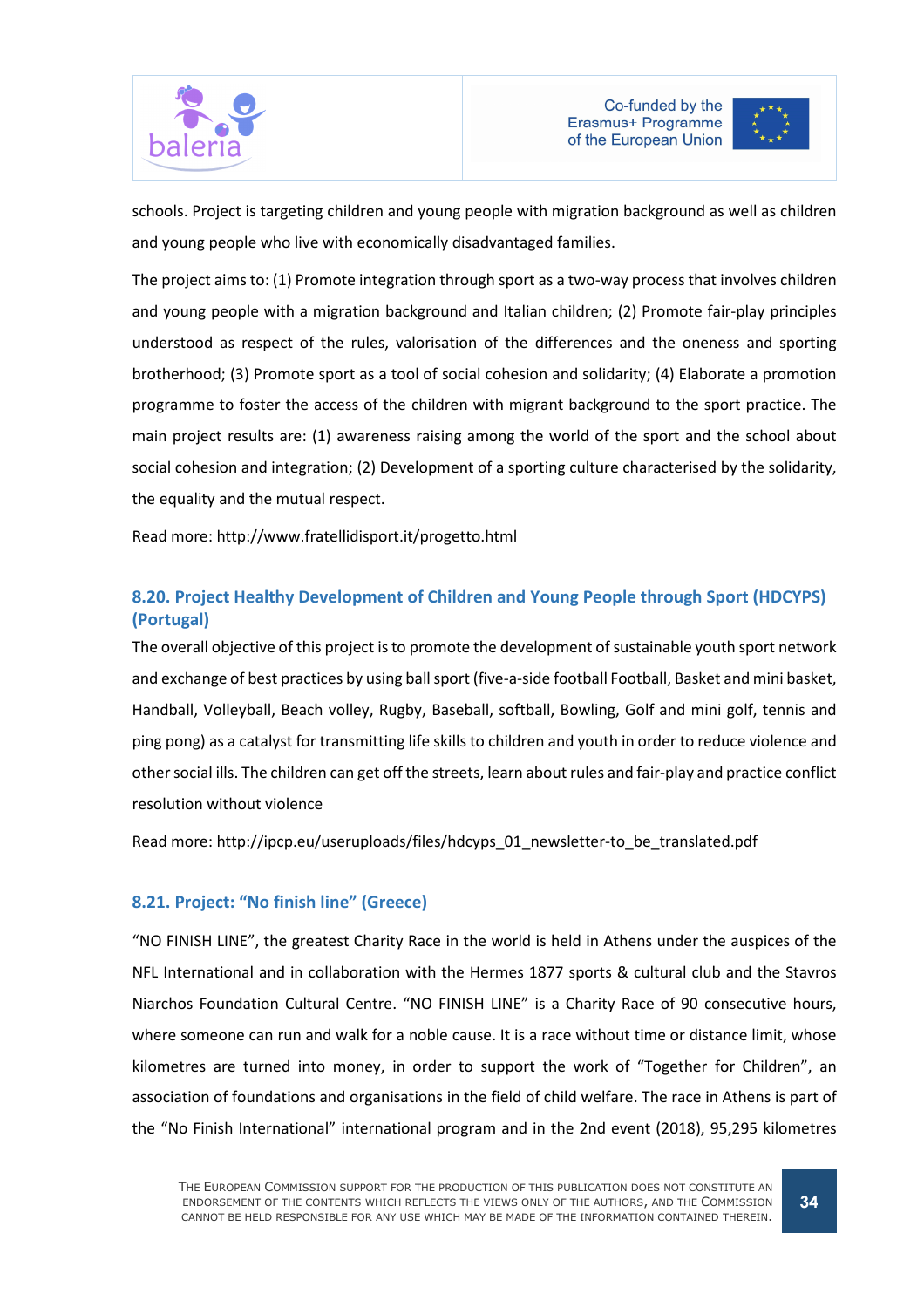schools. Project is targeting children and young people with migration background as well as children and young people who live with economically disadvantaged families.

The project aims to: (1) Promote integration through sport as a two-way process that involves children and young people with a migration background and Italian children; (2) Promote fair-play principles understood as respect of the rules, valorisation of the differences and the oneness and sporting brotherhood; (3) Promote sport as a tool of social cohesion and solidarity; (4) Elaborate a promotion programme to foster the access of the children with migrant background to the sport practice. The main project results are: (1) awareness raising among the world of the sport and the school about social cohesion and integration; (2) Development of a sporting culture characterised by the solidarity, the equality and the mutual respect.

Read more: http://www.fratellidisport.it/progetto.html

### 8.20. Project Healthy Development of Children and Young People through Sport (HDCYPS) (Portugal)

The overall objective of this project is to promote the development of sustainable youth sport network and exchange of best practices by using ball sport (five-a-side football Football, Basket and mini basket, Handball, Volleyball, Beach volley, Rugby, Baseball, softball, Bowling, Golf and mini golf, tennis and ping pong) as a catalyst for transmitting life skills to children and youth in order to reduce violence and other social ills. The children can get off the streets, learn about rules and fair-play and practice conflict resolution without violence

Read more: http://ipcp.eu/useruploads/files/hdcyps_01_newsletter-to_be_translated.pdf

### 8.21. Project: "No finish line" (Greece)

"NO FINISH LINE", the greatest Charity Race in the world is held in Athens under the auspices of the NFL International and in collaboration with the Hermes 1877 sports & cultural club and the Stavros Niarchos Foundation Cultural Centre. "NO FINISH LINE" is a Charity Race of 90 consecutive hours, where someone can run and walk for a noble cause. It is a race without time or distance limit, whose kilometres are turned into money, in order to support the work of "Together for Children", an association of foundations and organisations in the field of child welfare. The race in Athens is part of the "No Finish International" international program and in the 2nd event (2018), 95,295 kilometres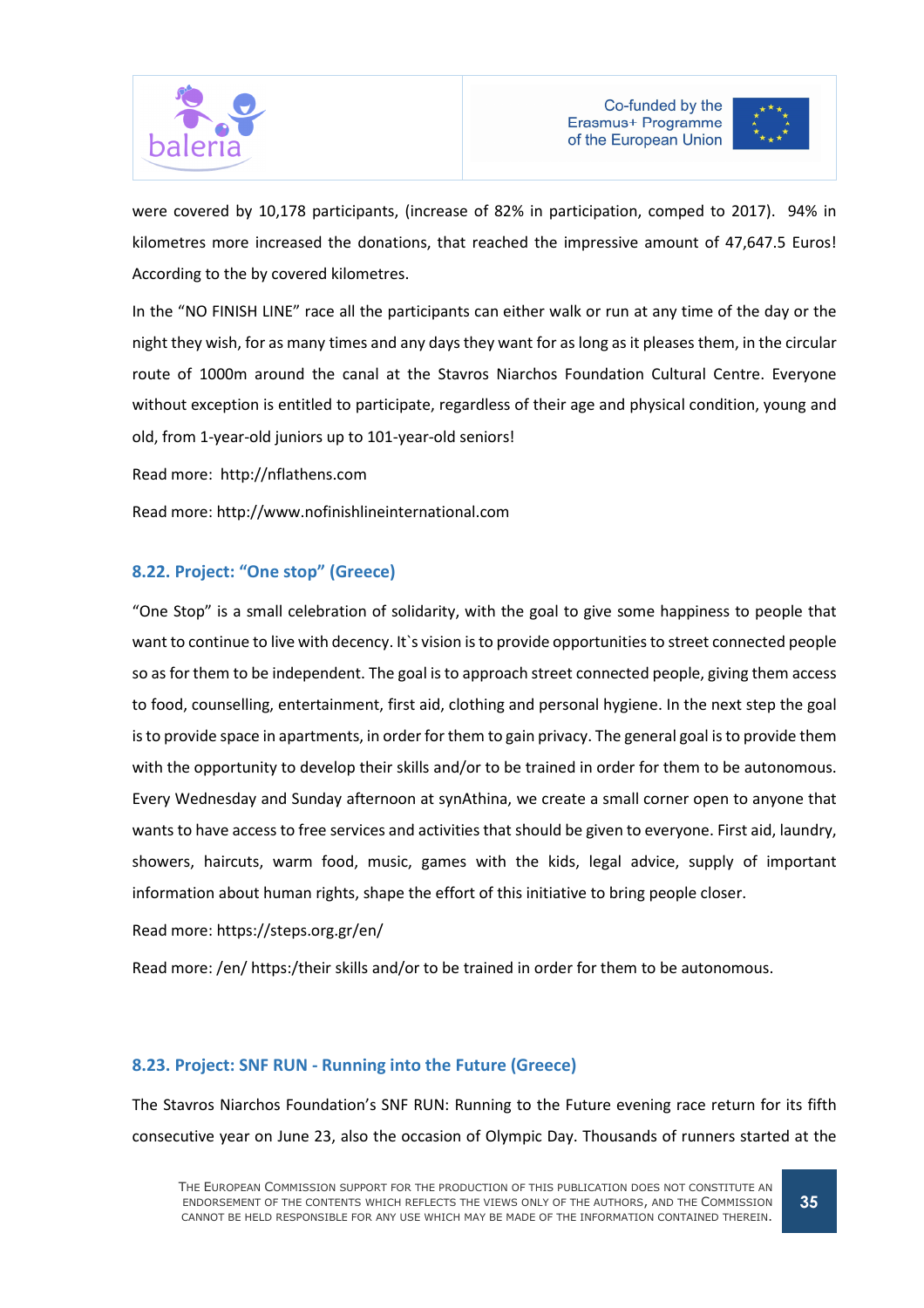were covered by 10,178 participants, (increase of 82% in participation, comped to 2017). 94% in kilometres more increased the donations, that reached the impressive amount of 47,647.5 Euros! According to the by covered kilometres.

In the “NO FINISH LINE” race all the participants can either walk or run at any time of the day or the night they wish, for as many times and any days they want for as long as it pleases them, in the circular route of 1000m around the canal at the Stavros Niarchos Foundation Cultural Centre. Everyone without exception is entitled to participate, regardless of their age and physical condition, young and old, from 1-year-old juniors up to 101-year-old seniors!

Read more: http://nflathens.com

Read more: http://www.nofinishlineinternational.com

### 8.22. Project: “One stop” (Greece)

“One Stop” is a small celebration of solidarity, with the goal to give some happiness to people that want to continue to live with decency. It`s vision is to provide opportunities to street connected people so as for them to be independent. The goal is to approach street connected people, giving them access to food, counselling, entertainment, first aid, clothing and personal hygiene. In the next step the goal is to provide space in apartments, in order for them to gain privacy. The general goal is to provide them with the opportunity to develop their skills and/or to be trained in order for them to be autonomous. Every Wednesday and Sunday afternoon at synAthina, we create a small corner open to anyone that wants to have access to free services and activities that should be given to everyone. First aid, laundry, showers, haircuts, warm food, music, games with the kids, legal advice, supply of important information about human rights, shape the effort of this initiative to bring people closer.

Read more: https://steps.org.gr/en/

Read more: /en/ https:/their skills and/or to be trained in order for them to be autonomous.

### 8.23. Project: SNF RUN - Running into the Future (Greece)

The Stavros Niarchos Foundation’s SNF RUN: Running to the Future evening race return for its fifth consecutive year on June 23, also the occasion of Olympic Day. Thousands of runners started at the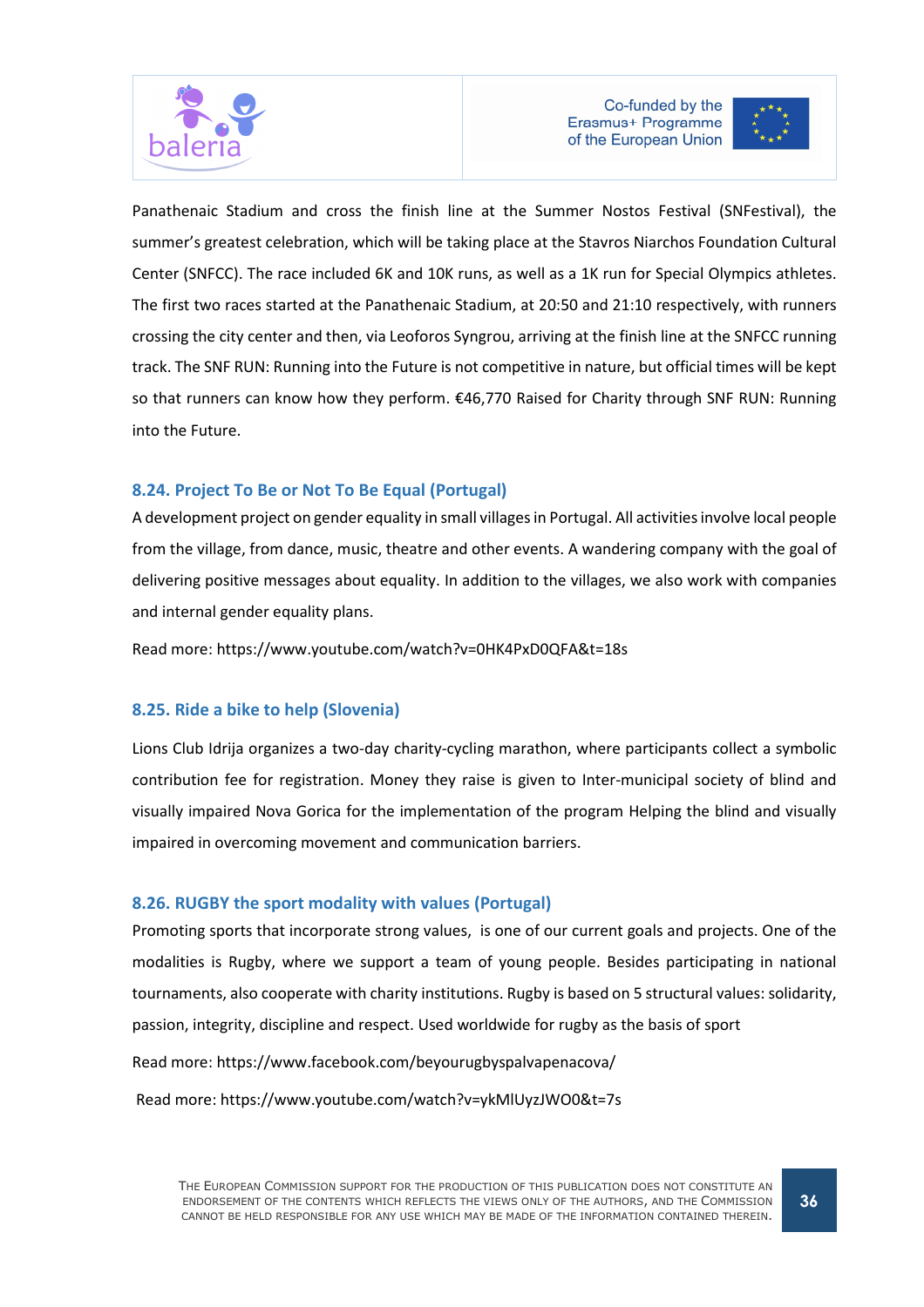Panathenaic Stadium and cross the finish line at the Summer Nostos Festival (SNFestival), the summer's greatest celebration, which will be taking place at the Stavros Niarchos Foundation Cultural Center (SNFCC). The race included 6K and 10K runs, as well as a 1K run for Special Olympics athletes. The first two races started at the Panathenaic Stadium, at 20:50 and 21:10 respectively, with runners crossing the city center and then, via Leoforos Syngrou, arriving at the finish line at the SNFCC running track. The SNF RUN: Running into the Future is not competitive in nature, but official times will be kept so that runners can know how they perform. €46,770 Raised for Charity through SNF RUN: Running into the Future.

### 8.24. Project To Be or Not To Be Equal (Portugal)

A development project on gender equality in small villages in Portugal. All activities involve local people from the village, from dance, music, theatre and other events. A wandering company with the goal of delivering positive messages about equality. In addition to the villages, we also work with companies and internal gender equality plans.

Read more: https://www.youtube.com/watch?v=0HK4PxD0QFA&t=18s

### 8.25. Ride a bike to help (Slovenia)

Lions Club Idrija organizes a two-day charity-cycling marathon, where participants collect a symbolic contribution fee for registration. Money they raise is given to Inter-municipal society of blind and visually impaired Nova Gorica for the implementation of the program Helping the blind and visually impaired in overcoming movement and communication barriers.

### 8.26. RUGBY the sport modality with values (Portugal)

Promoting sports that incorporate strong values, is one of our current goals and projects. One of the modalities is Rugby, where we support a team of young people. Besides participating in national tournaments, also cooperate with charity institutions. Rugby is based on 5 structural values: solidarity, passion, integrity, discipline and respect. Used worldwide for rugby as the basis of sport

Read more: https://www.facebook.com/beyourugbyspalvapenacova/

Read more: https://www.youtube.com/watch?v=ykMlUyzJWO0&t=7s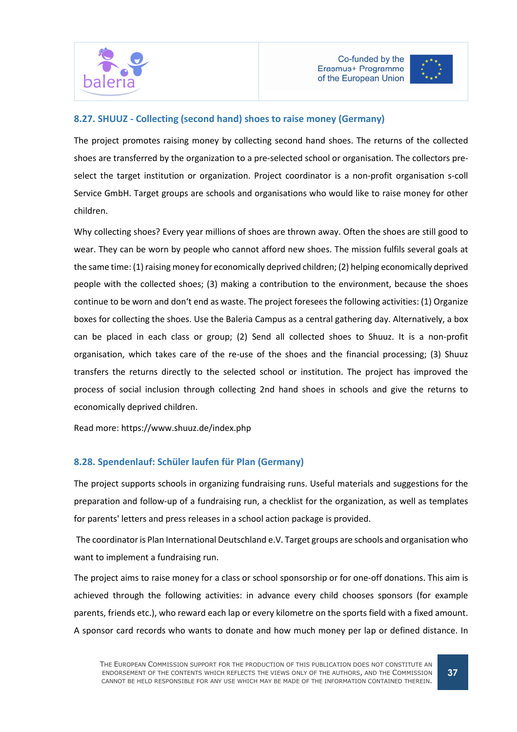### 8.27. SHUUZ - Collecting (second hand) shoes to raise money (Germany)

The project promotes raising money by collecting second hand shoes. The returns of the collected shoes are transferred by the organization to a pre-selected school or organisation. The collectors pre-select the target institution or organization. Project coordinator is a non-profit organisation s-coll Service GmbH. Target groups are schools and organisations who would like to raise money for other children.

Why collecting shoes? Every year millions of shoes are thrown away. Often the shoes are still good to wear. They can be worn by people who cannot afford new shoes. The mission fulfils several goals at the same time: (1) raising money for economically deprived children; (2) helping economically deprived people with the collected shoes; (3) making a contribution to the environment, because the shoes continue to be worn and don't end as waste. The project foresees the following activities: (1) Organize boxes for collecting the shoes. Use the Baleria Campus as a central gathering day. Alternatively, a box can be placed in each class or group; (2) Send all collected shoes to Shuuz. It is a non-profit organisation, which takes care of the re-use of the shoes and the financial processing; (3) Shuuz transfers the returns directly to the selected school or institution. The project has improved the process of social inclusion through collecting 2nd hand shoes in schools and give the returns to economically deprived children.

Read more: https://www.shuuz.de/index.php

### 8.28. Spendenlauf: Schüler laufen für Plan (Germany)

The project supports schools in organizing fundraising runs. Useful materials and suggestions for the preparation and follow-up of a fundraising run, a checklist for the organization, as well as templates for parents' letters and press releases in a school action package is provided.

The coordinator is Plan International Deutschland e.V. Target groups are schools and organisation who want to implement a fundraising run.

The project aims to raise money for a class or school sponsorship or for one-off donations. This aim is achieved through the following activities: in advance every child chooses sponsors (for example parents, friends etc.), who reward each lap or every kilometre on the sports field with a fixed amount. A sponsor card records who wants to donate and how much money per lap or defined distance. In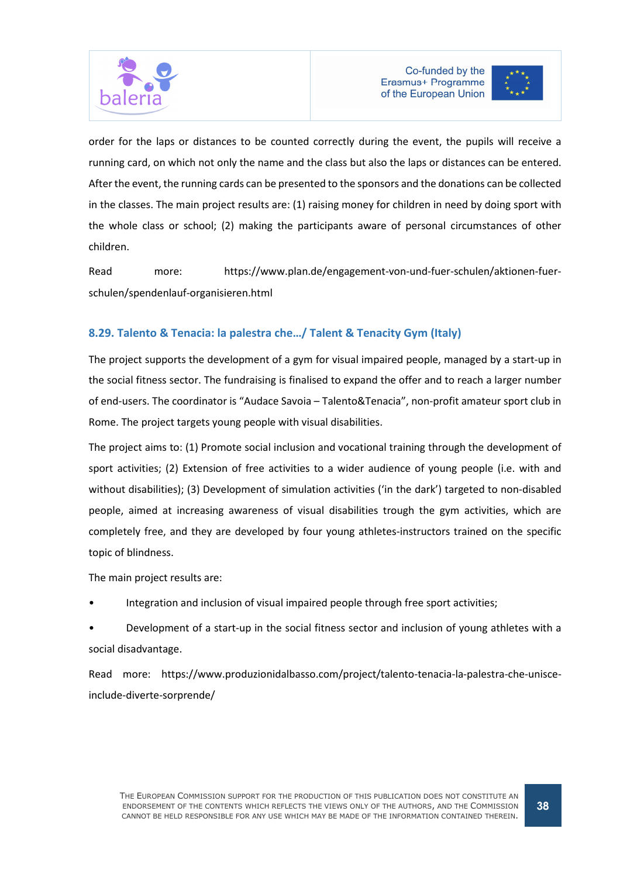order for the laps or distances to be counted correctly during the event, the pupils will receive a running card, on which not only the name and the class but also the laps or distances can be entered. After the event, the running cards can be presented to the sponsors and the donations can be collected in the classes. The main project results are: (1) raising money for children in need by doing sport with the whole class or school; (2) making the participants aware of personal circumstances of other children.

Read more: https://www.plan.de/engagement-von-und-fuer-schulen/aktionen-fuer-schulen/spendenlauf-organisieren.html

### 8.29. Talento & Tenacia: la palestra che…/ Talent & Tenacity Gym (Italy)

The project supports the development of a gym for visual impaired people, managed by a start-up in the social fitness sector. The fundraising is finalised to expand the offer and to reach a larger number of end-users. The coordinator is "Audace Savoia – Talento&Tenacia", non-profit amateur sport club in Rome. The project targets young people with visual disabilities.

The project aims to: (1) Promote social inclusion and vocational training through the development of sport activities; (2) Extension of free activities to a wider audience of young people (i.e. with and without disabilities); (3) Development of simulation activities ('in the dark') targeted to non-disabled people, aimed at increasing awareness of visual disabilities trough the gym activities, which are completely free, and they are developed by four young athletes-instructors trained on the specific topic of blindness.

The main project results are:

- Integration and inclusion of visual impaired people through free sport activities;
- Development of a start-up in the social fitness sector and inclusion of young athletes with a social disadvantage.

Read more: https://www.produzionidalbasso.com/project/talento-tenacia-la-palestra-che-unisce-include-diverte-sorprende/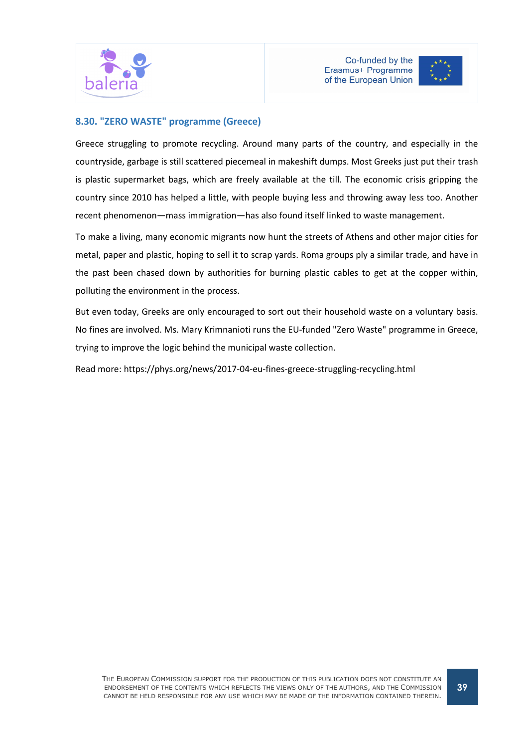### 8.30. "ZERO WASTE" programme (Greece)

Greece struggling to promote recycling. Around many parts of the country, and especially in the countryside, garbage is still scattered piecemeal in makeshift dumps. Most Greeks just put their trash is plastic supermarket bags, which are freely available at the till. The economic crisis gripping the country since 2010 has helped a little, with people buying less and throwing away less too. Another recent phenomenon—mass immigration—has also found itself linked to waste management.

To make a living, many economic migrants now hunt the streets of Athens and other major cities for metal, paper and plastic, hoping to sell it to scrap yards. Roma groups ply a similar trade, and have in the past been chased down by authorities for burning plastic cables to get at the copper within, polluting the environment in the process.

But even today, Greeks are only encouraged to sort out their household waste on a voluntary basis. No fines are involved. Ms. Mary Krimnanioti runs the EU-funded "Zero Waste" programme in Greece, trying to improve the logic behind the municipal waste collection.

Read more: https://phys.org/news/2017-04-eu-fines-greece-struggling-recycling.html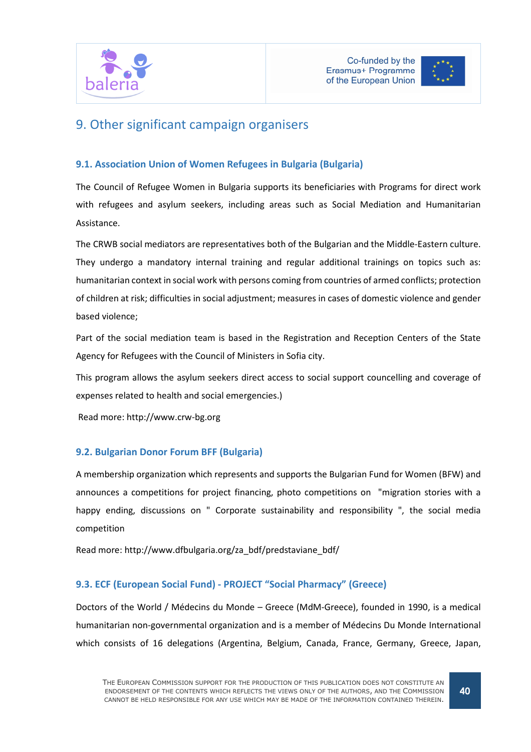## 9. Other significant campaign organisers

### 9.1. Association Union of Women Refugees in Bulgaria (Bulgaria)

The Council of Refugee Women in Bulgaria supports its beneficiaries with Programs for direct work with refugees and asylum seekers, including areas such as Social Mediation and Humanitarian Assistance.

The CRWB social mediators are representatives both of the Bulgarian and the Middle-Eastern culture. They undergo a mandatory internal training and regular additional trainings on topics such as: humanitarian context in social work with persons coming from countries of armed conflicts; protection of children at risk; difficulties in social adjustment; measures in cases of domestic violence and gender based violence;

Part of the social mediation team is based in the Registration and Reception Centers of the State Agency for Refugees with the Council of Ministers in Sofia city.

This program allows the asylum seekers direct access to social support councelling and coverage of expenses related to health and social emergencies.)

Read more: http://www.crw-bg.org

### 9.2. Bulgarian Donor Forum BFF (Bulgaria)

A membership organization which represents and supports the Bulgarian Fund for Women (BFW) and announces a competitions for project financing, photo competitions on "migration stories with a happy ending, discussions on " Corporate sustainability and responsibility ", the social media competition

Read more: http://www.dfbulgaria.org/za_bdf/predstaviane_bdf/

### 9.3. ECF (European Social Fund) - PROJECT "Social Pharmacy" (Greece)

Doctors of the World / Médecins du Monde – Greece (MdM-Greece), founded in 1990, is a medical humanitarian non-governmental organization and is a member of Médecins Du Monde International which consists of 16 delegations (Argentina, Belgium, Canada, France, Germany, Greece, Japan,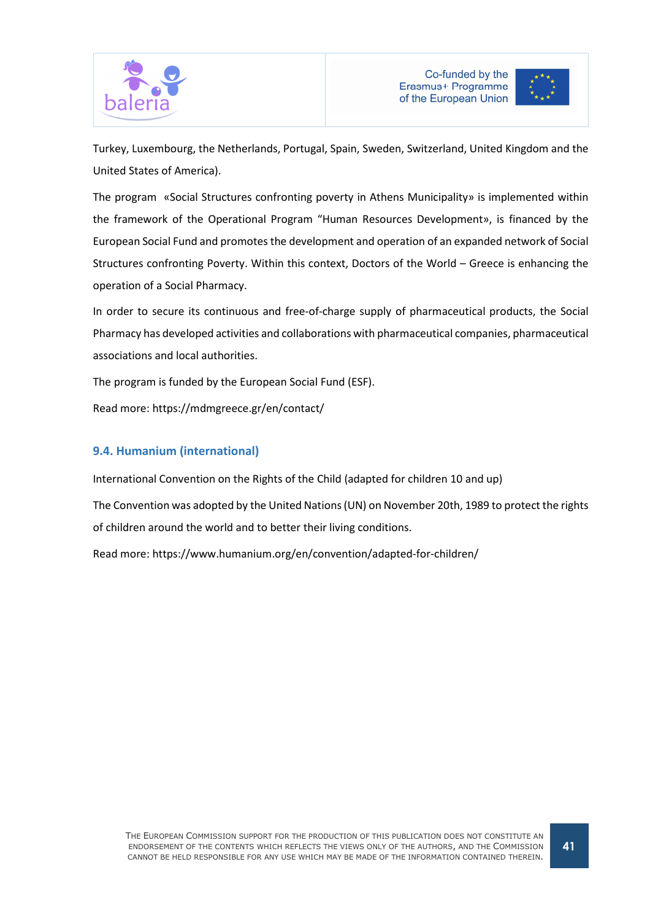Turkey, Luxembourg, the Netherlands, Portugal, Spain, Sweden, Switzerland, United Kingdom and the United States of America).

The program «Social Structures confronting poverty in Athens Municipality» is implemented within the framework of the Operational Program "Human Resources Development», is financed by the European Social Fund and promotes the development and operation of an expanded network of Social Structures confronting Poverty. Within this context, Doctors of the World – Greece is enhancing the operation of a Social Pharmacy.

In order to secure its continuous and free-of-charge supply of pharmaceutical products, the Social Pharmacy has developed activities and collaborations with pharmaceutical companies, pharmaceutical associations and local authorities.

The program is funded by the European Social Fund (ESF).

Read more: https://mdmgreece.gr/en/contact/

### 9.4. Humanium (international)

International Convention on the Rights of the Child (adapted for children 10 and up)

The Convention was adopted by the United Nations (UN) on November 20th, 1989 to protect the rights of children around the world and to better their living conditions.

Read more: https://www.humanium.org/en/convention/adapted-for-children/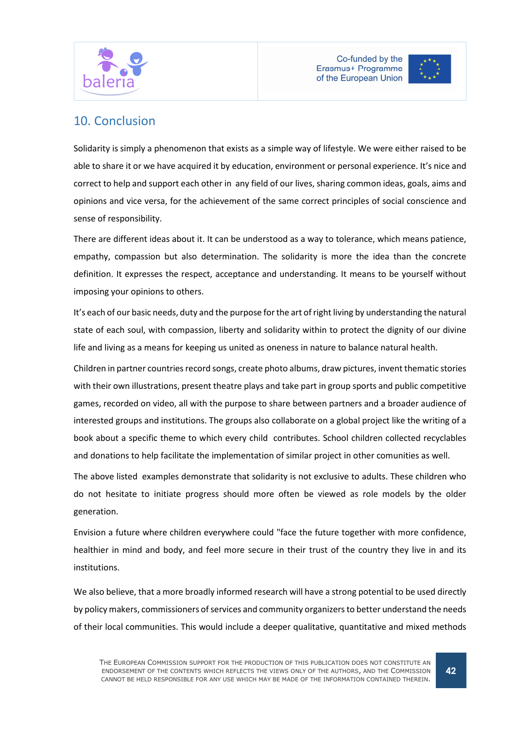## 10. Conclusion

Solidarity is simply a phenomenon that exists as a simple way of lifestyle. We were either raised to be able to share it or we have acquired it by education, environment or personal experience. It's nice and correct to help and support each other in any field of our lives, sharing common ideas, goals, aims and opinions and vice versa, for the achievement of the same correct principles of social conscience and sense of responsibility.

There are different ideas about it. It can be understood as a way to tolerance, which means patience, empathy, compassion but also determination. The solidarity is more the idea than the concrete definition. It expresses the respect, acceptance and understanding. It means to be yourself without imposing your opinions to others.

It's each of our basic needs, duty and the purpose for the art of right living by understanding the natural state of each soul, with compassion, liberty and solidarity within to protect the dignity of our divine life and living as a means for keeping us united as oneness in nature to balance natural health.

Children in partner countries record songs, create photo albums, draw pictures, invent thematic stories with their own illustrations, present theatre plays and take part in group sports and public competitive games, recorded on video, all with the purpose to share between partners and a broader audience of interested groups and institutions. The groups also collaborate on a global project like the writing of a book about a specific theme to which every child contributes. School children collected recyclables and donations to help facilitate the implementation of similar project in other comunities as well.

The above listed examples demonstrate that solidarity is not exclusive to adults. These children who do not hesitate to initiate progress should more often be viewed as role models by the older generation.

Envision a future where children everywhere could "face the future together with more confidence, healthier in mind and body, and feel more secure in their trust of the country they live in and its institutions.

We also believe, that a more broadly informed research will have a strong potential to be used directly by policy makers, commissioners of services and community organizers to better understand the needs of their local communities. This would include a deeper qualitative, quantitative and mixed methods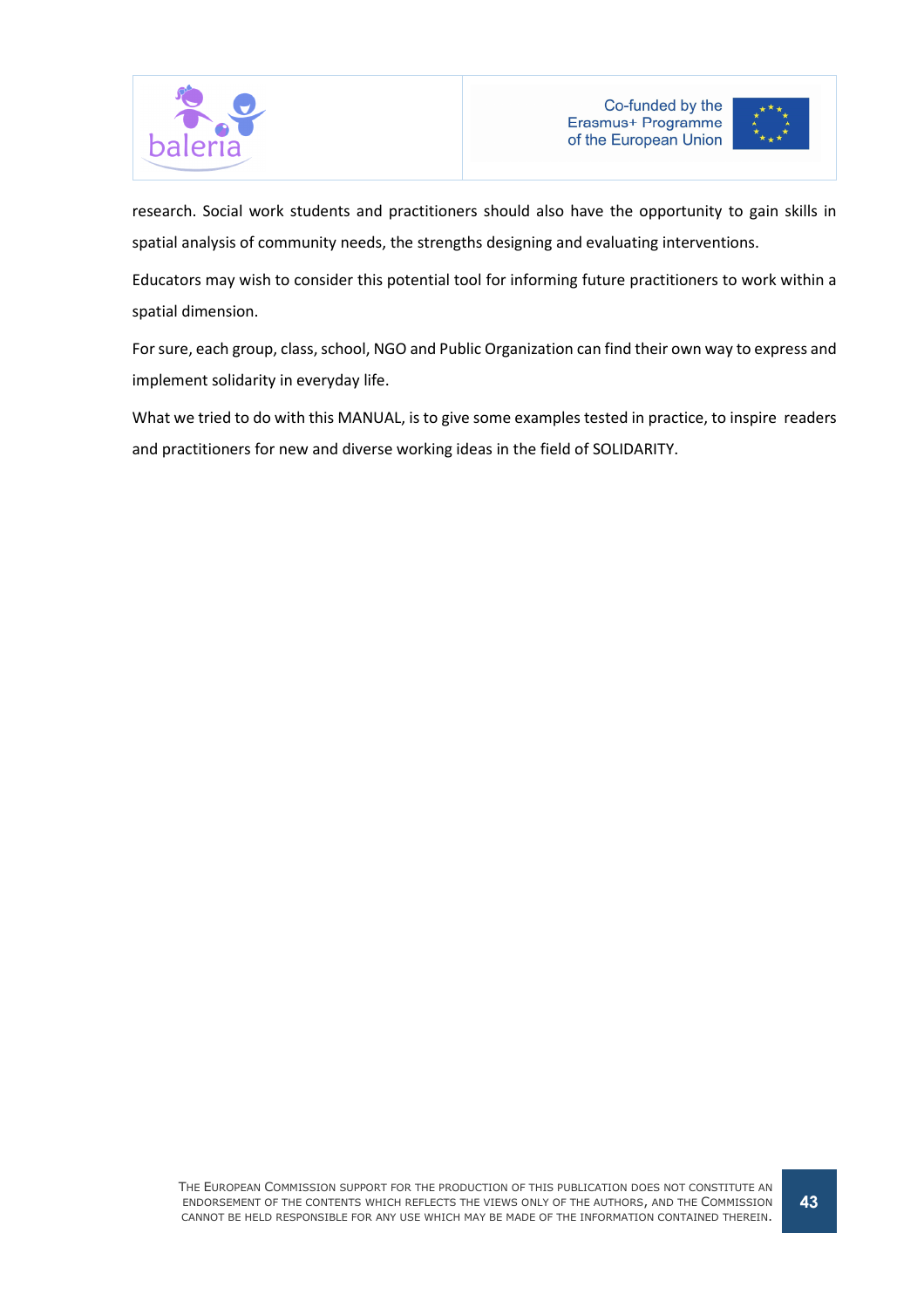research. Social work students and practitioners should also have the opportunity to gain skills in spatial analysis of community needs, the strengths designing and evaluating interventions.

Educators may wish to consider this potential tool for informing future practitioners to work within a spatial dimension.

For sure, each group, class, school, NGO and Public Organization can find their own way to express and implement solidarity in everyday life.

What we tried to do with this MANUAL, is to give some examples tested in practice, to inspire readers and practitioners for new and diverse working ideas in the field of SOLIDARITY.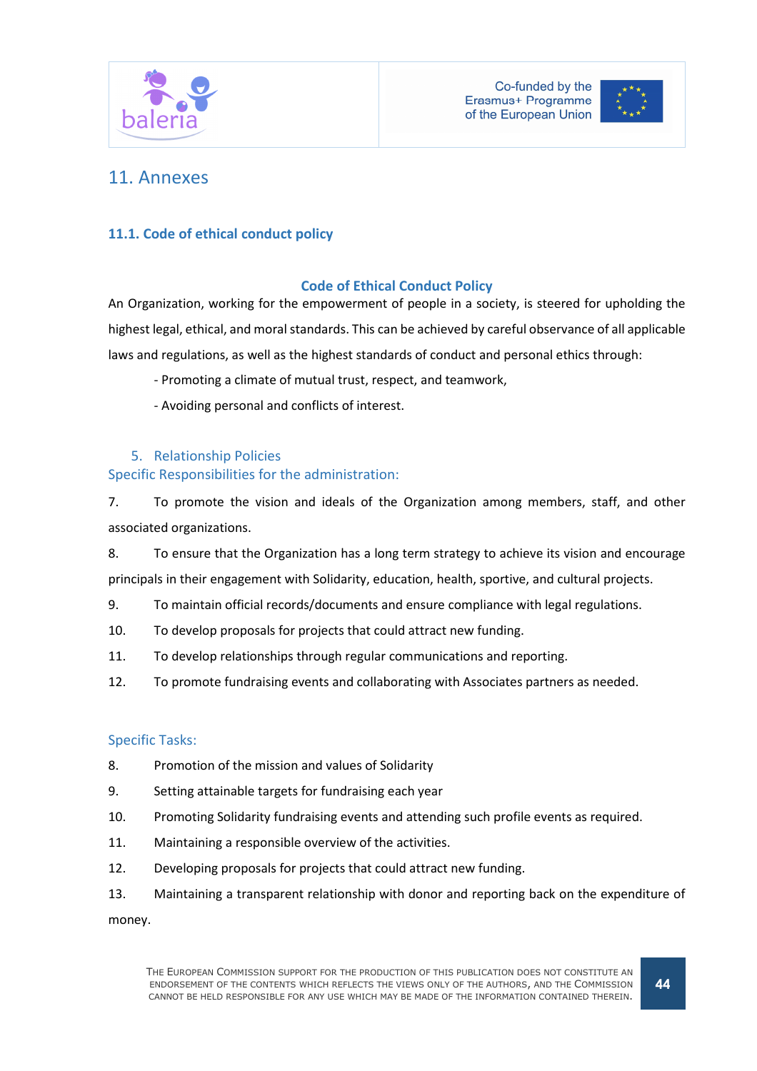# 11. Annexes

## 11.1. Code of ethical conduct policy

### Code of Ethical Conduct Policy

An Organization, working for the empowerment of people in a society, is steered for upholding the highest legal, ethical, and moral standards. This can be achieved by careful observance of all applicable laws and regulations, as well as the highest standards of conduct and personal ethics through:

- Promoting a climate of mutual trust, respect, and teamwork,
- Avoiding personal and conflicts of interest.

### 5. Relationship Policies

### Specific Responsibilities for the administration:

7. To promote the vision and ideals of the Organization among members, staff, and other associated organizations.
8. To ensure that the Organization has a long term strategy to achieve its vision and encourage principals in their engagement with Solidarity, education, health, sportive, and cultural projects.
9. To maintain official records/documents and ensure compliance with legal regulations.
10. To develop proposals for projects that could attract new funding.
11. To develop relationships through regular communications and reporting.
12. To promote fundraising events and collaborating with Associates partners as needed.

### Specific Tasks:

8. Promotion of the mission and values of Solidarity
9. Setting attainable targets for fundraising each year
10. Promoting Solidarity fundraising events and attending such profile events as required.
11. Maintaining a responsible overview of the activities.
12. Developing proposals for projects that could attract new funding.
13. Maintaining a transparent relationship with donor and reporting back on the expenditure of money.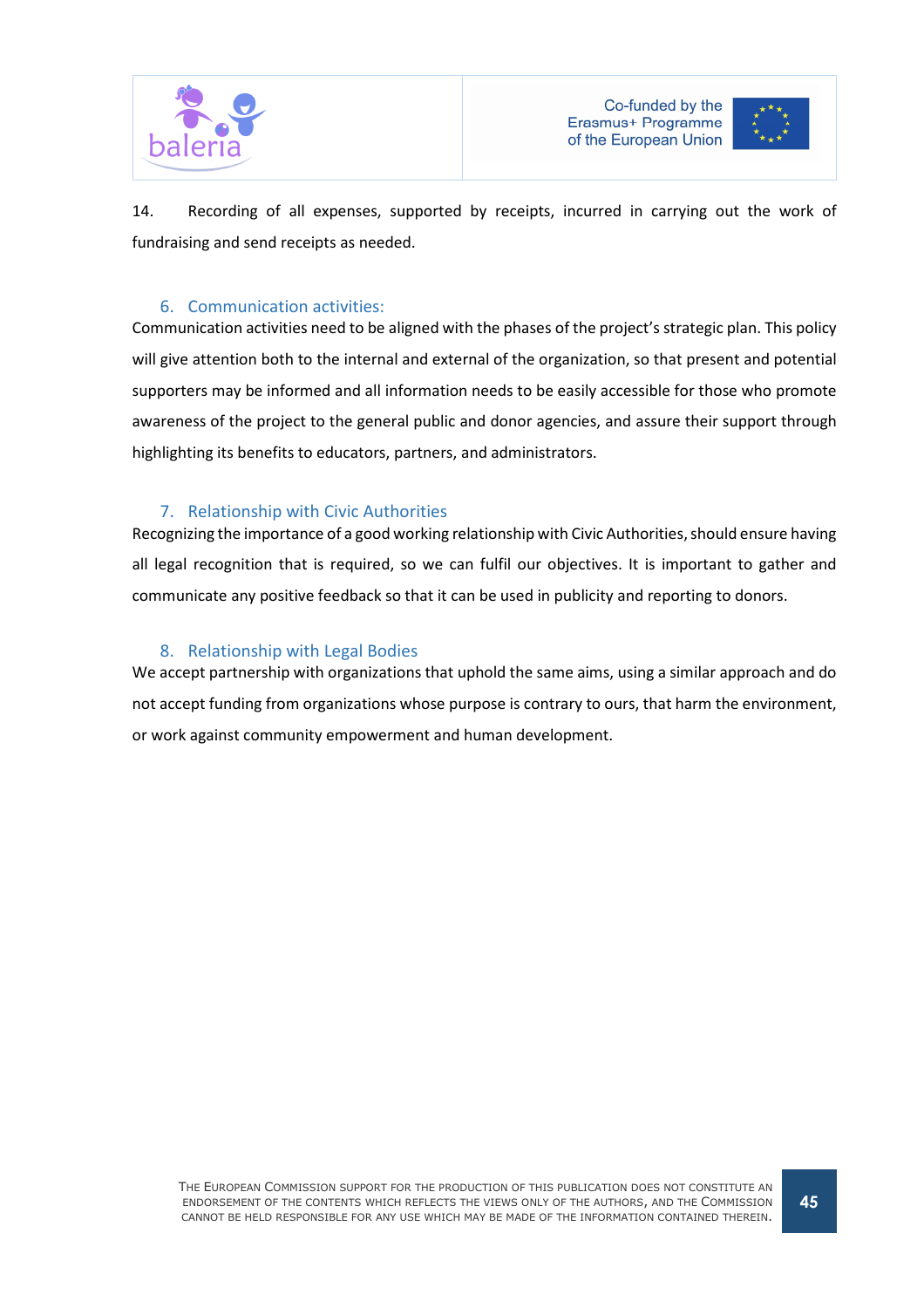14. Recording of all expenses, supported by receipts, incurred in carrying out the work of fundraising and send receipts as needed.

## 6. Communication activities:

Communication activities need to be aligned with the phases of the project's strategic plan. This policy will give attention both to the internal and external of the organization, so that present and potential supporters may be informed and all information needs to be easily accessible for those who promote awareness of the project to the general public and donor agencies, and assure their support through highlighting its benefits to educators, partners, and administrators.

## 7. Relationship with Civic Authorities

Recognizing the importance of a good working relationship with Civic Authorities, should ensure having all legal recognition that is required, so we can fulfil our objectives. It is important to gather and communicate any positive feedback so that it can be used in publicity and reporting to donors.

## 8. Relationship with Legal Bodies

We accept partnership with organizations that uphold the same aims, using a similar approach and do not accept funding from organizations whose purpose is contrary to ours, that harm the environment, or work against community empowerment and human development.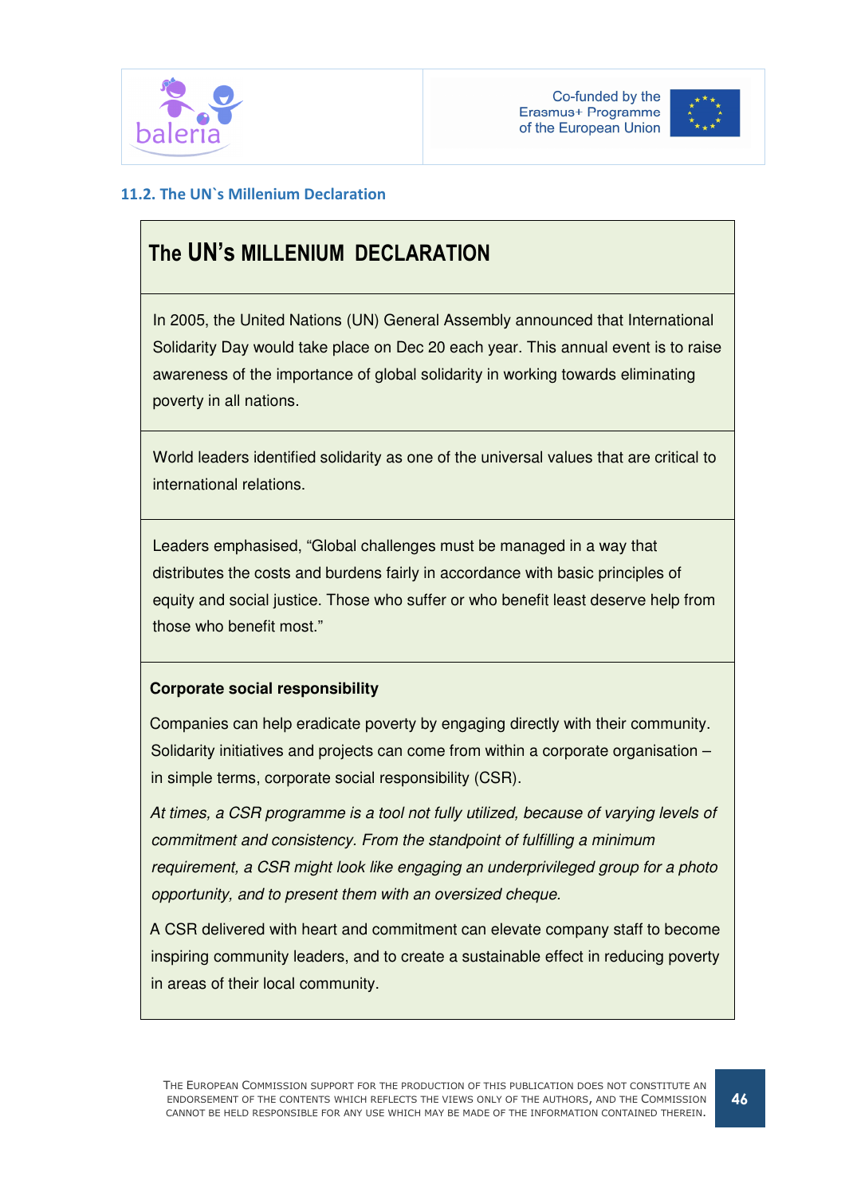### 11.2. The UN`s Millenium Declaration

## The UN's MILLENIUM DECLARATION

In 2005, the United Nations (UN) General Assembly announced that International Solidarity Day would take place on Dec 20 each year. This annual event is to raise awareness of the importance of global solidarity in working towards eliminating poverty in all nations.

World leaders identified solidarity as one of the universal values that are critical to international relations.

Leaders emphasised, "Global challenges must be managed in a way that distributes the costs and burdens fairly in accordance with basic principles of equity and social justice. Those who suffer or who benefit least deserve help from those who benefit most."

**Corporate social responsibility**

Companies can help eradicate poverty by engaging directly with their community. Solidarity initiatives and projects can come from within a corporate organisation – in simple terms, corporate social responsibility (CSR).

*At times, a CSR programme is a tool not fully utilized, because of varying levels of commitment and consistency. From the standpoint of fulfilling a minimum requirement, a CSR might look like engaging an underprivileged group for a photo opportunity, and to present them with an oversized cheque.*

A CSR delivered with heart and commitment can elevate company staff to become inspiring community leaders, and to create a sustainable effect in reducing poverty in areas of their local community.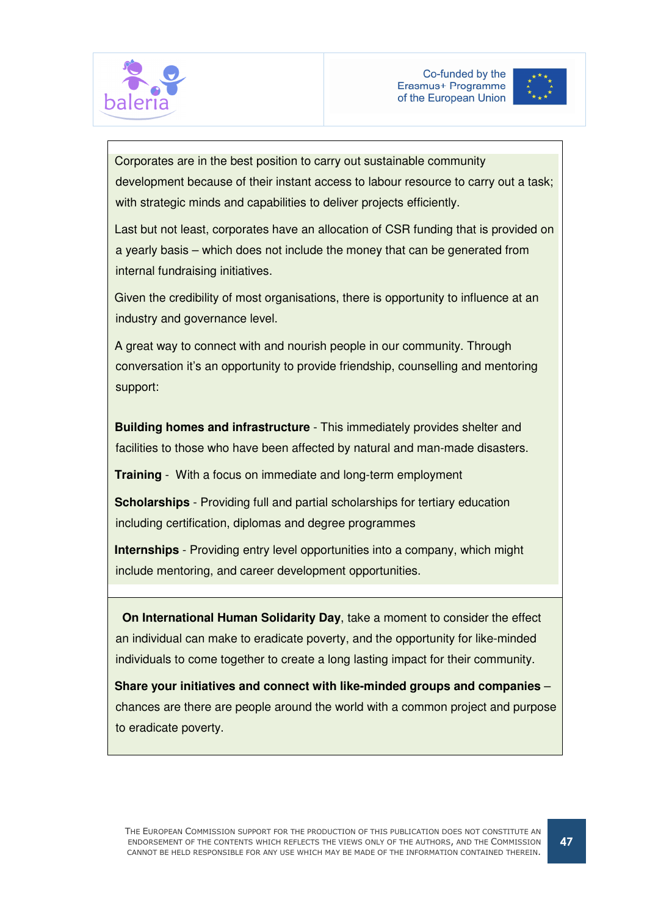Corporates are in the best position to carry out sustainable community development because of their instant access to labour resource to carry out a task; with strategic minds and capabilities to deliver projects efficiently.

Last but not least, corporates have an allocation of CSR funding that is provided on a yearly basis – which does not include the money that can be generated from internal fundraising initiatives.

Given the credibility of most organisations, there is opportunity to influence at an industry and governance level.

A great way to connect with and nourish people in our community. Through conversation it's an opportunity to provide friendship, counselling and mentoring support:

**Building homes and infrastructure** - This immediately provides shelter and facilities to those who have been affected by natural and man-made disasters.

**Training** - With a focus on immediate and long-term employment

**Scholarships** - Providing full and partial scholarships for tertiary education including certification, diplomas and degree programmes

**Internships** - Providing entry level opportunities into a company, which might include mentoring, and career development opportunities.

**On International Human Solidarity Day**, take a moment to consider the effect an individual can make to eradicate poverty, and the opportunity for like-minded individuals to come together to create a long lasting impact for their community.

**Share your initiatives and connect with like-minded groups and companies** – chances are there are people around the world with a common project and purpose to eradicate poverty.